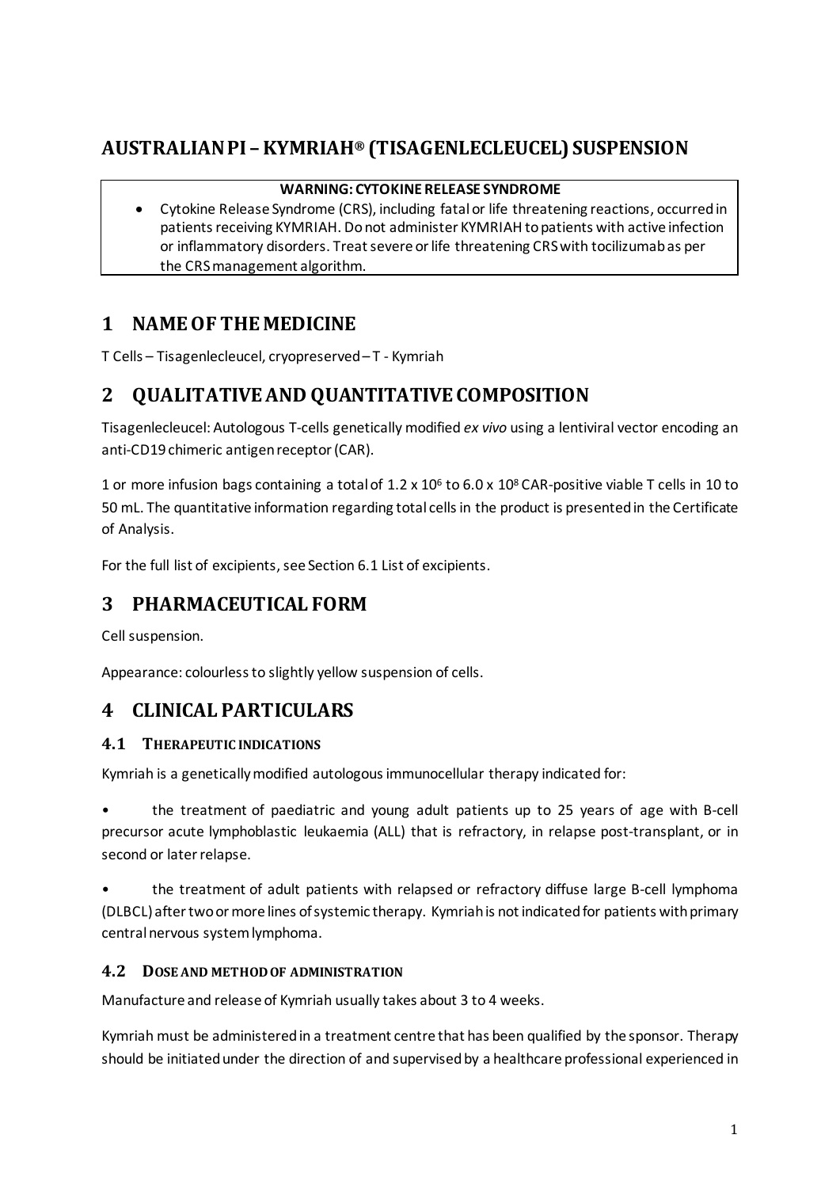# AUSTRALIAN PI – KYMRIAH® (TISAGENLECLEUCEL) SUSPENSION

**WARNING: CYTOKINE RELEASE SYNDROME**

- Cytokine Release Syndrome (CRS), including fatal or life threatening reactions, occurred in patients receiving KYMRIAH. Do not administer KYMRIAH to patients with active infection or inflammatory disorders. Treat severe or life threatening CRS with tocilizumab as per the CRS management algorithm.

## 1 NAME OF THE MEDICINE

T Cells – Tisagenlecleucel, cryopreserved – T - Kymriah

## 2 QUALITATIVE AND QUANTITATIVE COMPOSITION

Tisagenlecleucel: Autologous T-cells genetically modified *ex vivo* using a lentiviral vector encoding an anti-CD19 chimeric antigen receptor (CAR).

1 or more infusion bags containing a total of $1.2 \times 10^6$ to $6.0 \times 10^8$ CAR-positive viable T cells in 10 to 50 mL. The quantitative information regarding total cells in the product is presented in the Certificate of Analysis.

For the full list of excipients, see Section 6.1 List of excipients.

## 3 PHARMACEUTICAL FORM

Cell suspension.

Appearance: colourless to slightly yellow suspension of cells.

## 4 CLINICAL PARTICULARS

### 4.1 THERAPEUTIC INDICATIONS

Kymriah is a genetically modified autologous immunocellular therapy indicated for:

- the treatment of paediatric and young adult patients up to 25 years of age with B-cell precursor acute lymphoblastic leukaemia (ALL) that is refractory, in relapse post-transplant, or in second or later relapse.
- the treatment of adult patients with relapsed or refractory diffuse large B-cell lymphoma (DLBCL) after two or more lines of systemic therapy. Kymriah is not indicated for patients with primary central nervous system lymphoma.

### 4.2 DOSE AND METHOD OF ADMINISTRATION

Manufacture and release of Kymriah usually takes about 3 to 4 weeks.

Kymriah must be administered in a treatment centre that has been qualified by the sponsor. Therapy should be initiated under the direction of and supervised by a healthcare professional experienced in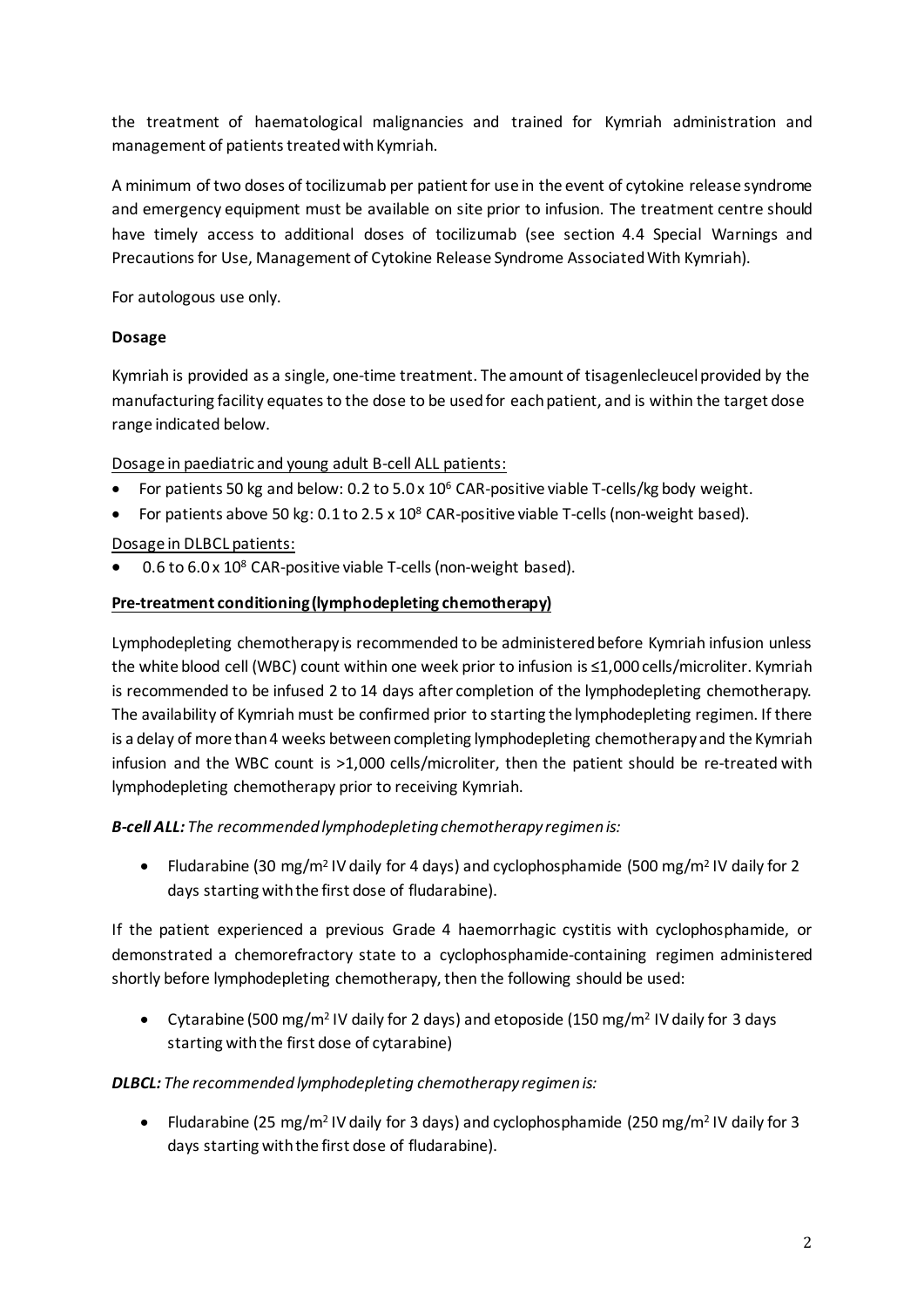the treatment of haematological malignancies and trained for Kymriah administration and management of patients treated with Kymriah.

A minimum of two doses of tocilizumab per patient for use in the event of cytokine release syndrome and emergency equipment must be available on site prior to infusion. The treatment centre should have timely access to additional doses of tocilizumab (see section 4.4 Special Warnings and Precautions for Use, Management of Cytokine Release Syndrome Associated With Kymriah).

For autologous use only.

**Dosage**

Kymriah is provided as a single, one-time treatment. The amount of tisagenlecleucel provided by the manufacturing facility equates to the dose to be used for each patient, and is within the target dose range indicated below.

Dosage in paediatric and young adult B-cell ALL patients:

- For patients 50 kg and below: 0.2 to 5.0 x $10^6$ CAR-positive viable T-cells/kg body weight.
- For patients above 50 kg: 0.1 to 2.5 x $10^8$ CAR-positive viable T-cells (non-weight based).

Dosage in DLBCL patients:

- 0.6 to 6.0 x $10^8$ CAR-positive viable T-cells (non-weight based).

**Pre-treatment conditioning (lymphodepleting chemotherapy)**

Lymphodepleting chemotherapy is recommended to be administered before Kymriah infusion unless the white blood cell (WBC) count within one week prior to infusion is ≤1,000 cells/microliter. Kymriah is recommended to be infused 2 to 14 days after completion of the lymphodepleting chemotherapy. The availability of Kymriah must be confirmed prior to starting the lymphodepleting regimen. If there is a delay of more than 4 weeks between completing lymphodepleting chemotherapy and the Kymriah infusion and the WBC count is >1,000 cells/microliter, then the patient should be re-treated with lymphodepleting chemotherapy prior to receiving Kymriah.

***B-cell ALL:*** *The recommended lymphodepleting chemotherapy regimen is:*

- Fludarabine (30 mg/m$^2$ IV daily for 4 days) and cyclophosphamide (500 mg/m$^2$ IV daily for 2 days starting with the first dose of fludarabine).

If the patient experienced a previous Grade 4 haemorrhagic cystitis with cyclophosphamide, or demonstrated a chemorefractory state to a cyclophosphamide-containing regimen administered shortly before lymphodepleting chemotherapy, then the following should be used:

- Cytarabine (500 mg/m$^2$ IV daily for 2 days) and etoposide (150 mg/m$^2$ IV daily for 3 days starting with the first dose of cytarabine)

***DLBCL:*** *The recommended lymphodepleting chemotherapy regimen is:*

- Fludarabine (25 mg/m$^2$ IV daily for 3 days) and cyclophosphamide (250 mg/m$^2$ IV daily for 3 days starting with the first dose of fludarabine).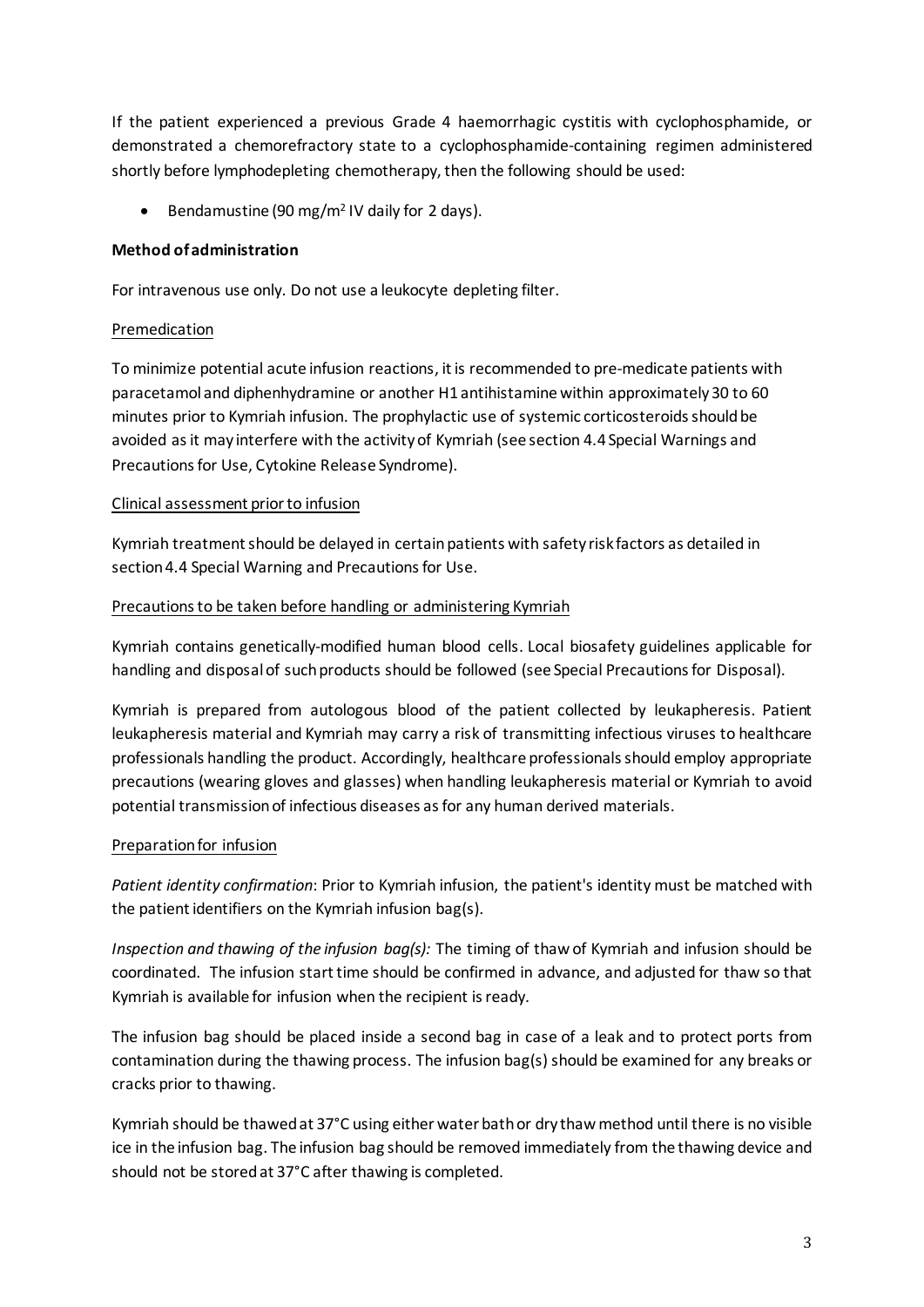If the patient experienced a previous Grade 4 haemorrhagic cystitis with cyclophosphamide, or demonstrated a chemorefractory state to a cyclophosphamide-containing regimen administered shortly before lymphodepleting chemotherapy, then the following should be used:

- Bendamustine (90 mg/m$^2$ IV daily for 2 days).

**Method of administration**

For intravenous use only. Do not use a leukocyte depleting filter.

Premedication

To minimize potential acute infusion reactions, it is recommended to pre-medicate patients with paracetamol and diphenhydramine or another H1 antihistamine within approximately 30 to 60 minutes prior to Kymriah infusion. The prophylactic use of systemic corticosteroids should be avoided as it may interfere with the activity of Kymriah (see section 4.4 Special Warnings and Precautions for Use, Cytokine Release Syndrome).

Clinical assessment prior to infusion

Kymriah treatment should be delayed in certain patients with safety risk factors as detailed in section 4.4 Special Warning and Precautions for Use.

Precautions to be taken before handling or administering Kymriah

Kymriah contains genetically-modified human blood cells. Local biosafety guidelines applicable for handling and disposal of such products should be followed (see Special Precautions for Disposal).

Kymriah is prepared from autologous blood of the patient collected by leukapheresis. Patient leukapheresis material and Kymriah may carry a risk of transmitting infectious viruses to healthcare professionals handling the product. Accordingly, healthcare professionals should employ appropriate precautions (wearing gloves and glasses) when handling leukapheresis material or Kymriah to avoid potential transmission of infectious diseases as for any human derived materials.

Preparation for infusion

*Patient identity confirmation*: Prior to Kymriah infusion, the patient's identity must be matched with the patient identifiers on the Kymriah infusion bag(s).

*Inspection and thawing of the infusion bag(s):* The timing of thaw of Kymriah and infusion should be coordinated. The infusion start time should be confirmed in advance, and adjusted for thaw so that Kymriah is available for infusion when the recipient is ready.

The infusion bag should be placed inside a second bag in case of a leak and to protect ports from contamination during the thawing process. The infusion bag(s) should be examined for any breaks or cracks prior to thawing.

Kymriah should be thawed at 37°C using either water bath or dry thaw method until there is no visible ice in the infusion bag. The infusion bag should be removed immediately from the thawing device and should not be stored at 37°C after thawing is completed.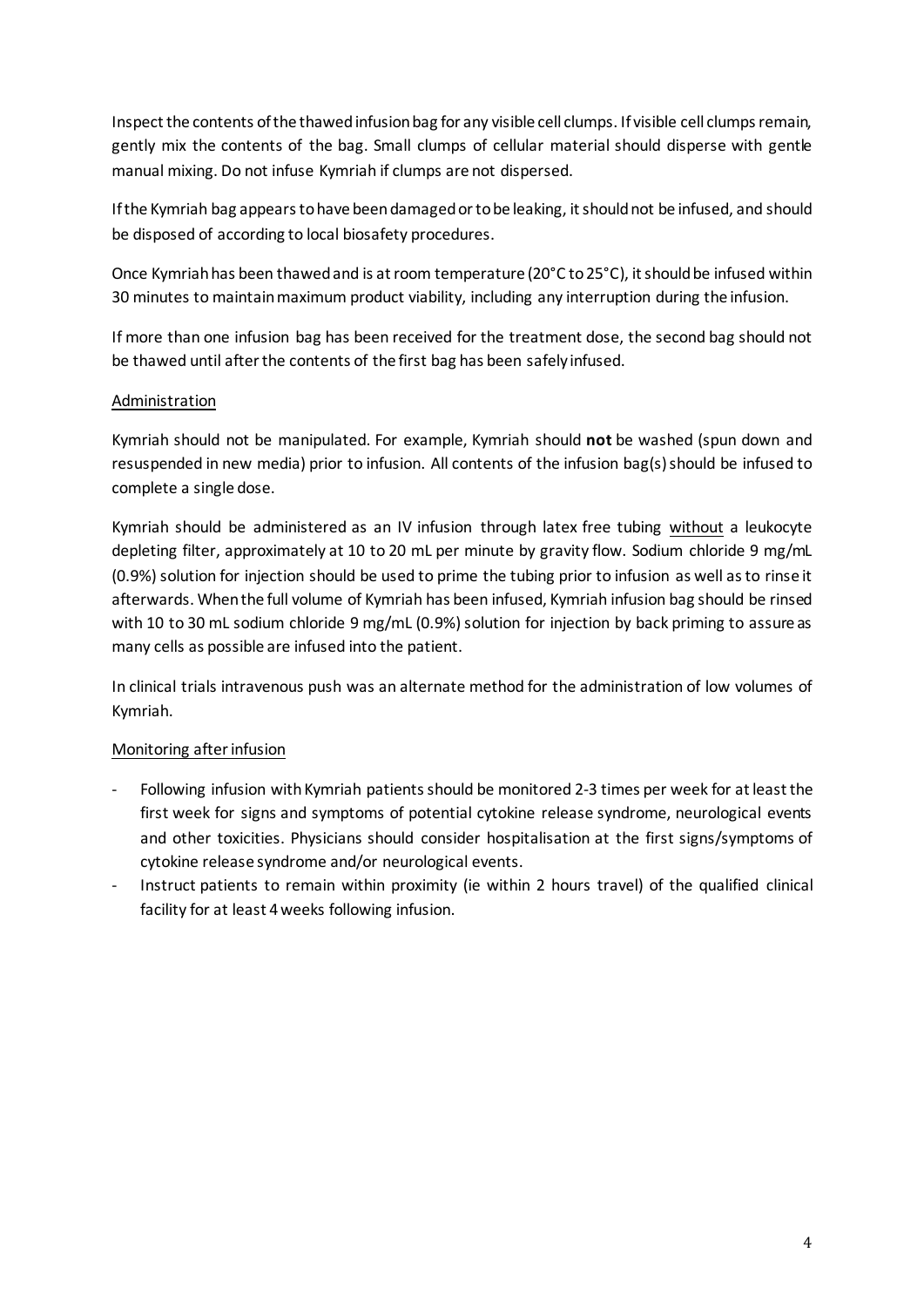Inspect the contents of the thawed infusion bag for any visible cell clumps. If visible cell clumps remain, gently mix the contents of the bag. Small clumps of cellular material should disperse with gentle manual mixing. Do not infuse Kymriah if clumps are not dispersed.

If the Kymriah bag appears to have been damaged or to be leaking, it should not be infused, and should be disposed of according to local biosafety procedures.

Once Kymriah has been thawed and is at room temperature (20°C to 25°C), it should be infused within 30 minutes to maintain maximum product viability, including any interruption during the infusion.

If more than one infusion bag has been received for the treatment dose, the second bag should not be thawed until after the contents of the first bag has been safely infused.

Administration

Kymriah should not be manipulated. For example, Kymriah should **not** be washed (spun down and resuspended in new media) prior to infusion. All contents of the infusion bag(s) should be infused to complete a single dose.

Kymriah should be administered as an IV infusion through latex free tubing without a leukocyte depleting filter, approximately at 10 to 20 mL per minute by gravity flow. Sodium chloride 9 mg/mL (0.9%) solution for injection should be used to prime the tubing prior to infusion as well as to rinse it afterwards. When the full volume of Kymriah has been infused, Kymriah infusion bag should be rinsed with 10 to 30 mL sodium chloride 9 mg/mL (0.9%) solution for injection by back priming to assure as many cells as possible are infused into the patient.

In clinical trials intravenous push was an alternate method for the administration of low volumes of Kymriah.

Monitoring after infusion

- Following infusion with Kymriah patients should be monitored 2-3 times per week for at least the first week for signs and symptoms of potential cytokine release syndrome, neurological events and other toxicities. Physicians should consider hospitalisation at the first signs/symptoms of cytokine release syndrome and/or neurological events.
- Instruct patients to remain within proximity (ie within 2 hours travel) of the qualified clinical facility for at least 4 weeks following infusion.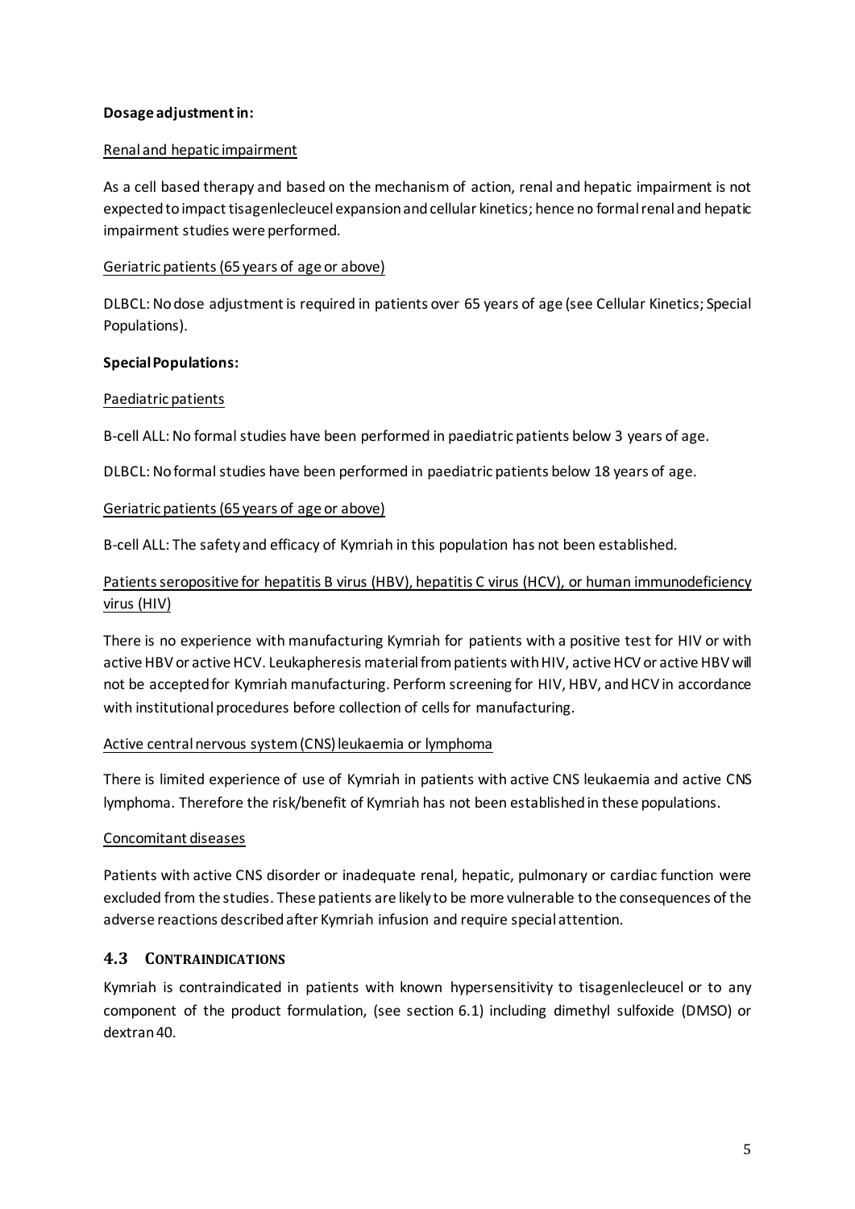**Dosage adjustment in:**

Renal and hepatic impairment

As a cell based therapy and based on the mechanism of action, renal and hepatic impairment is not expected to impact tisagenlecleucel expansion and cellular kinetics; hence no formal renal and hepatic impairment studies were performed.

Geriatric patients (65 years of age or above)

DLBCL: No dose adjustment is required in patients over 65 years of age (see Cellular Kinetics; Special Populations).

**Special Populations:**

Paediatric patients

B-cell ALL: No formal studies have been performed in paediatric patients below 3 years of age.

DLBCL: No formal studies have been performed in paediatric patients below 18 years of age.

Geriatric patients (65 years of age or above)

B-cell ALL: The safety and efficacy of Kymriah in this population has not been established.

Patients seropositive for hepatitis B virus (HBV), hepatitis C virus (HCV), or human immunodeficiency virus (HIV)

There is no experience with manufacturing Kymriah for patients with a positive test for HIV or with active HBV or active HCV. Leukapheresis material from patients with HIV, active HCV or active HBV will not be accepted for Kymriah manufacturing. Perform screening for HIV, HBV, and HCV in accordance with institutional procedures before collection of cells for manufacturing.

Active central nervous system (CNS) leukaemia or lymphoma

There is limited experience of use of Kymriah in patients with active CNS leukaemia and active CNS lymphoma. Therefore the risk/benefit of Kymriah has not been established in these populations.

Concomitant diseases

Patients with active CNS disorder or inadequate renal, hepatic, pulmonary or cardiac function were excluded from the studies. These patients are likely to be more vulnerable to the consequences of the adverse reactions described after Kymriah infusion and require special attention.

## 4.3 CONTRAINDICATIONS

Kymriah is contraindicated in patients with known hypersensitivity to tisagenlecleucel or to any component of the product formulation, (see section 6.1) including dimethyl sulfoxide (DMSO) or dextran 40.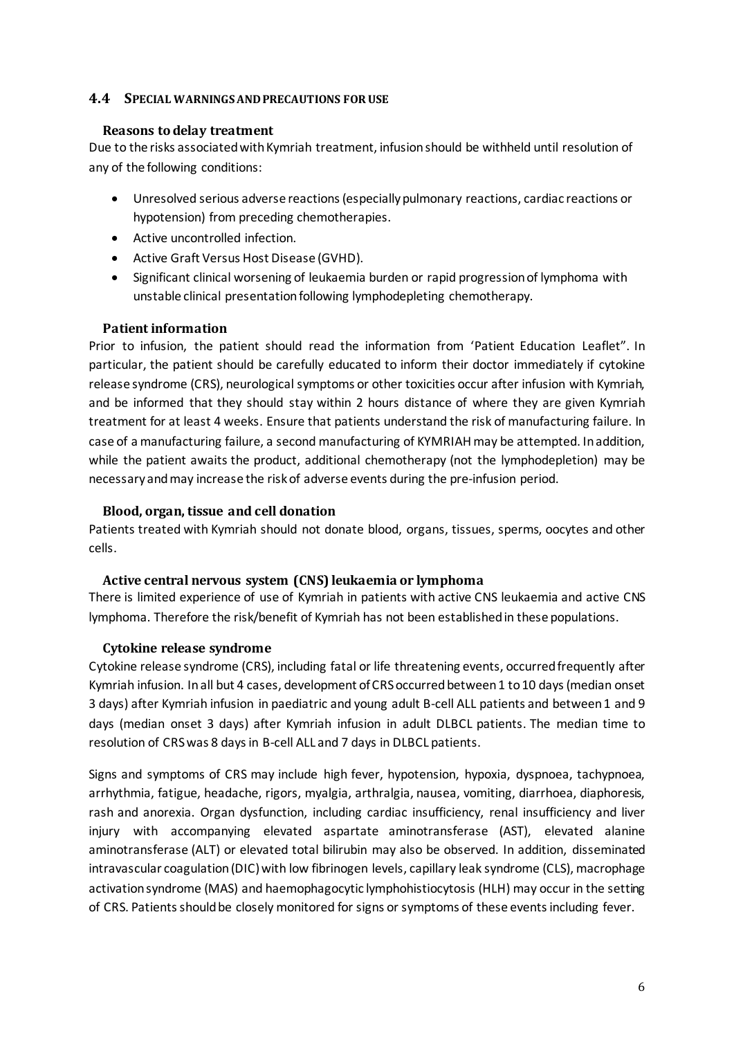## 4.4 SPECIAL WARNINGS AND PRECAUTIONS FOR USE

### Reasons to delay treatment

Due to the risks associated with Kymriah treatment, infusion should be withheld until resolution of any of the following conditions:

- Unresolved serious adverse reactions (especially pulmonary reactions, cardiac reactions or hypotension) from preceding chemotherapies.
- Active uncontrolled infection.
- Active Graft Versus Host Disease (GVHD).
- Significant clinical worsening of leukaemia burden or rapid progression of lymphoma with unstable clinical presentation following lymphodepleting chemotherapy.

### Patient information

Prior to infusion, the patient should read the information from 'Patient Education Leaflet". In particular, the patient should be carefully educated to inform their doctor immediately if cytokine release syndrome (CRS), neurological symptoms or other toxicities occur after infusion with Kymriah, and be informed that they should stay within 2 hours distance of where they are given Kymriah treatment for at least 4 weeks. Ensure that patients understand the risk of manufacturing failure. In case of a manufacturing failure, a second manufacturing of KYMRIAH may be attempted. In addition, while the patient awaits the product, additional chemotherapy (not the lymphodepletion) may be necessary and may increase the risk of adverse events during the pre-infusion period.

### Blood, organ, tissue and cell donation

Patients treated with Kymriah should not donate blood, organs, tissues, sperms, oocytes and other cells.

### Active central nervous system (CNS) leukaemia or lymphoma

There is limited experience of use of Kymriah in patients with active CNS leukaemia and active CNS lymphoma. Therefore the risk/benefit of Kymriah has not been established in these populations.

### Cytokine release syndrome

Cytokine release syndrome (CRS), including fatal or life threatening events, occurred frequently after Kymriah infusion. In all but 4 cases, development of CRS occurred between 1 to 10 days (median onset 3 days) after Kymriah infusion in paediatric and young adult B-cell ALL patients and between 1 and 9 days (median onset 3 days) after Kymriah infusion in adult DLBCL patients. The median time to resolution of CRS was 8 days in B-cell ALL and 7 days in DLBCL patients.

Signs and symptoms of CRS may include high fever, hypotension, hypoxia, dyspnoea, tachypnoea, arrhythmia, fatigue, headache, rigors, myalgia, arthralgia, nausea, vomiting, diarrhoea, diaphoresis, rash and anorexia. Organ dysfunction, including cardiac insufficiency, renal insufficiency and liver injury with accompanying elevated aspartate aminotransferase (AST), elevated alanine aminotransferase (ALT) or elevated total bilirubin may also be observed. In addition, disseminated intravascular coagulation (DIC) with low fibrinogen levels, capillary leak syndrome (CLS), macrophage activation syndrome (MAS) and haemophagocytic lymphohistiocytosis (HLH) may occur in the setting of CRS. Patients should be closely monitored for signs or symptoms of these events including fever.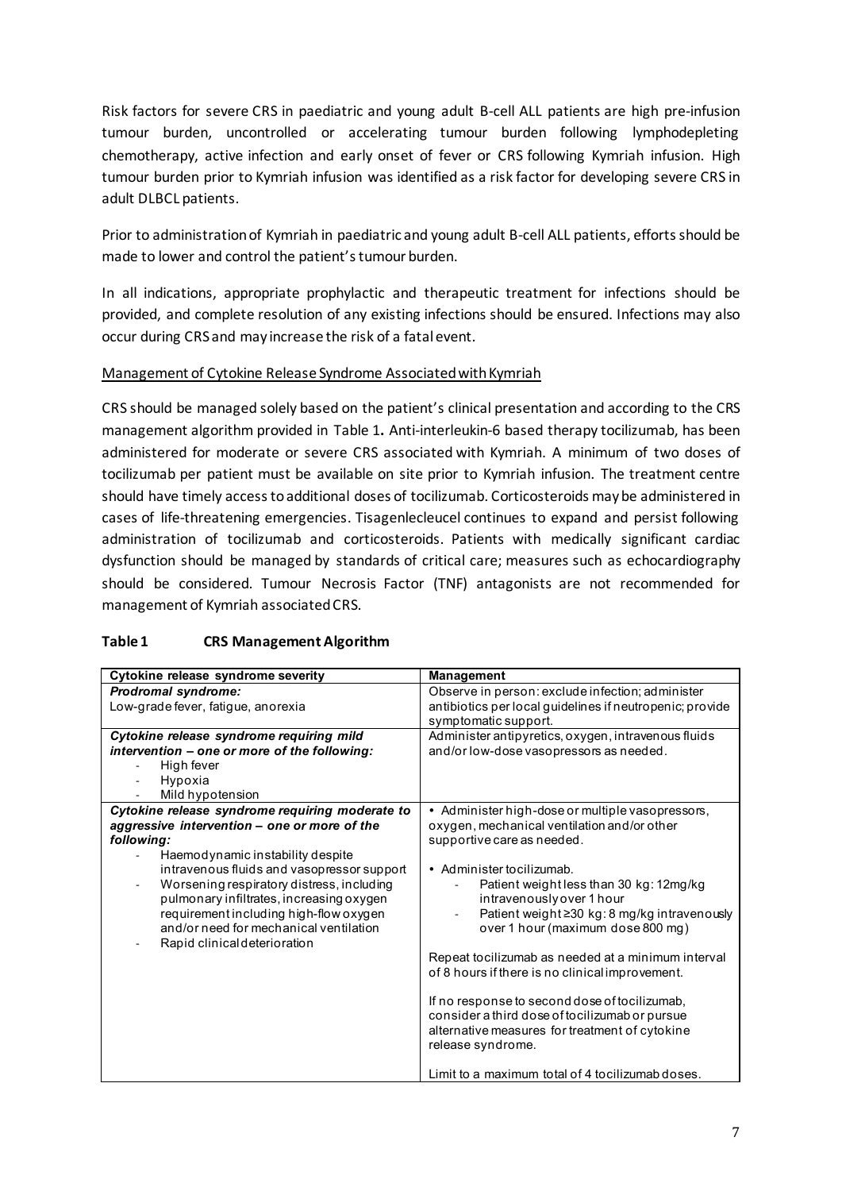Risk factors for severe CRS in paediatric and young adult B-cell ALL patients are high pre-infusion tumour burden, uncontrolled or accelerating tumour burden following lymphodepleting chemotherapy, active infection and early onset of fever or CRS following Kymriah infusion. High tumour burden prior to Kymriah infusion was identified as a risk factor for developing severe CRS in adult DLBCL patients.

Prior to administration of Kymriah in paediatric and young adult B-cell ALL patients, efforts should be made to lower and control the patient's tumour burden.

In all indications, appropriate prophylactic and therapeutic treatment for infections should be provided, and complete resolution of any existing infections should be ensured. Infections may also occur during CRS and may increase the risk of a fatal event.

Management of Cytokine Release Syndrome Associated with Kymriah

CRS should be managed solely based on the patient's clinical presentation and according to the CRS management algorithm provided in Table 1**.** Anti-interleukin-6 based therapy tocilizumab, has been administered for moderate or severe CRS associated with Kymriah. A minimum of two doses of tocilizumab per patient must be available on site prior to Kymriah infusion. The treatment centre should have timely access to additional doses of tocilizumab. Corticosteroids may be administered in cases of life-threatening emergencies. Tisagenlecleucel continues to expand and persist following administration of tocilizumab and corticosteroids. Patients with medically significant cardiac dysfunction should be managed by standards of critical care; measures such as echocardiography should be considered. Tumour Necrosis Factor (TNF) antagonists are not recommended for management of Kymriah associated CRS.

**Table 1 CRS Management Algorithm**

| Cytokine release syndrome severity | Management |
|---|---|
| ***Prodromal syndrome:***<br>Low-grade fever, fatigue, anorexia | Observe in person: exclude infection; administer antibiotics per local guidelines if neutropenic; provide symptomatic support. |
| ***Cytokine release syndrome requiring mild intervention – one or more of the following:***<br>- High fever<br>- Hypoxia<br>- Mild hypotension | Administer antipyretics, oxygen, intravenous fluids and/or low-dose vasopressors as needed. |
| ***Cytokine release syndrome requiring moderate to aggressive intervention – one or more of the following:***<br>- Haemodynamic instability despite intravenous fluids and vasopressor support<br>- Worsening respiratory distress, including pulmonary infiltrates, increasing oxygen requirement including high-flow oxygen and/or need for mechanical ventilation<br>- Rapid clinical deterioration | • Administer high-dose or multiple vasopressors, oxygen, mechanical ventilation and/or other supportive care as needed.<br><br>• Administer tocilizumab.<br>- Patient weight less than 30 kg: 12mg/kg intravenously over 1 hour<br>- Patient weight ≥30 kg: 8 mg/kg intravenously over 1 hour (maximum dose 800 mg)<br><br>Repeat tocilizumab as needed at a minimum interval of 8 hours if there is no clinical improvement.<br><br>If no response to second dose of tocilizumab, consider a third dose of tocilizumab or pursue alternative measures for treatment of cytokine release syndrome.<br><br>Limit to a maximum total of 4 tocilizumab doses. |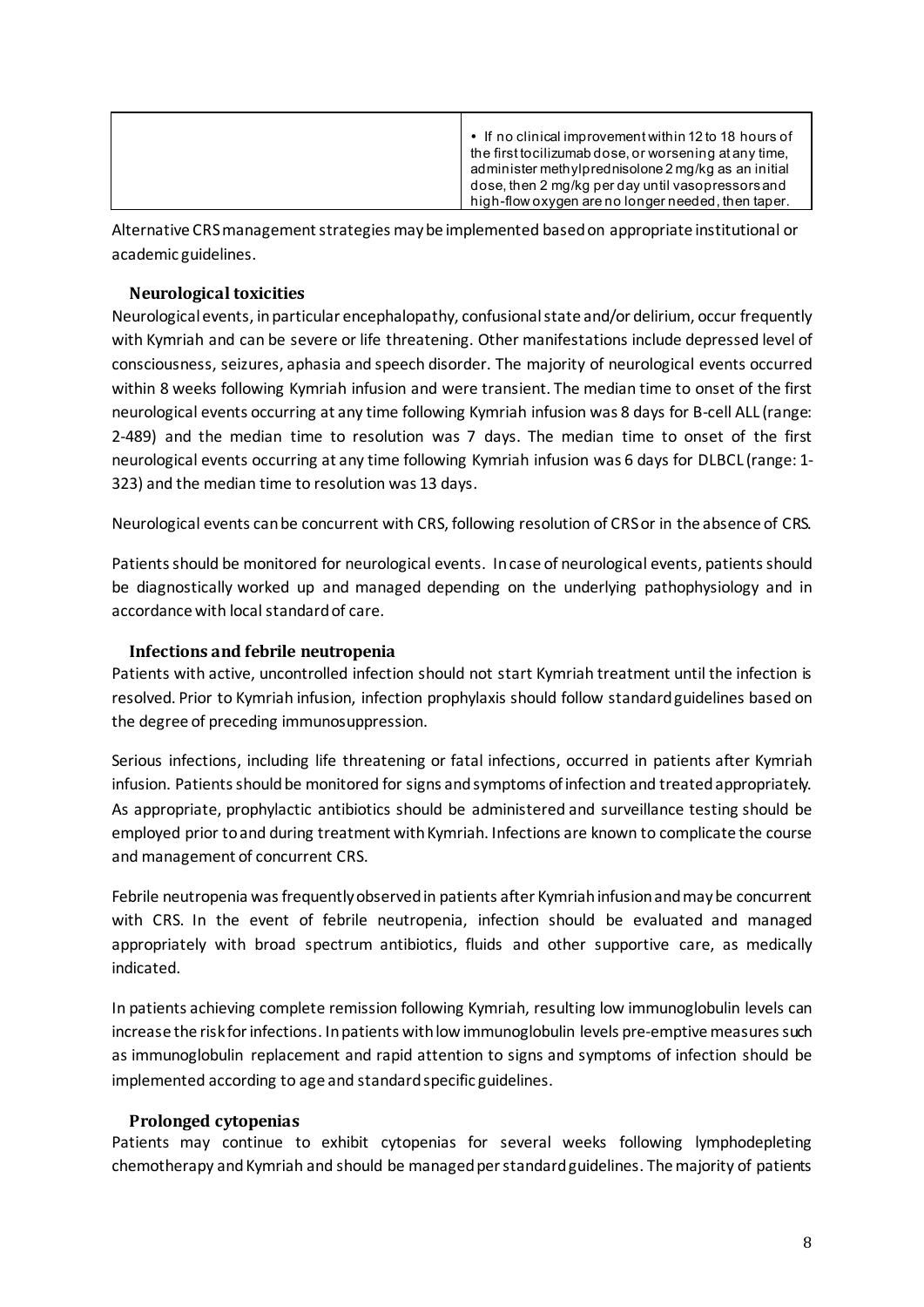|  | • If no clinical improvement within 12 to 18 hours of the first tocilizumab dose, or worsening at any time, administer methylprednisolone 2 mg/kg as an initial dose, then 2 mg/kg per day until vasopressors and high-flow oxygen are no longer needed, then taper. |
|---|---|

Alternative CRS management strategies may be implemented based on appropriate institutional or academic guidelines.

### Neurological toxicities

Neurological events, in particular encephalopathy, confusional state and/or delirium, occur frequently with Kymriah and can be severe or life threatening. Other manifestations include depressed level of consciousness, seizures, aphasia and speech disorder. The majority of neurological events occurred within 8 weeks following Kymriah infusion and were transient. The median time to onset of the first neurological events occurring at any time following Kymriah infusion was 8 days for B-cell ALL (range: 2-489) and the median time to resolution was 7 days. The median time to onset of the first neurological events occurring at any time following Kymriah infusion was 6 days for DLBCL (range: 1-323) and the median time to resolution was 13 days.

Neurological events can be concurrent with CRS, following resolution of CRS or in the absence of CRS.

Patients should be monitored for neurological events. In case of neurological events, patients should be diagnostically worked up and managed depending on the underlying pathophysiology and in accordance with local standard of care.

### Infections and febrile neutropenia

Patients with active, uncontrolled infection should not start Kymriah treatment until the infection is resolved. Prior to Kymriah infusion, infection prophylaxis should follow standard guidelines based on the degree of preceding immunosuppression.

Serious infections, including life threatening or fatal infections, occurred in patients after Kymriah infusion. Patients should be monitored for signs and symptoms of infection and treated appropriately. As appropriate, prophylactic antibiotics should be administered and surveillance testing should be employed prior to and during treatment with Kymriah. Infections are known to complicate the course and management of concurrent CRS.

Febrile neutropenia was frequently observed in patients after Kymriah infusion and may be concurrent with CRS. In the event of febrile neutropenia, infection should be evaluated and managed appropriately with broad spectrum antibiotics, fluids and other supportive care, as medically indicated.

In patients achieving complete remission following Kymriah, resulting low immunoglobulin levels can increase the risk for infections. In patients with low immunoglobulin levels pre-emptive measures such as immunoglobulin replacement and rapid attention to signs and symptoms of infection should be implemented according to age and standard specific guidelines.

### Prolonged cytopenias

Patients may continue to exhibit cytopenias for several weeks following lymphodepleting chemotherapy and Kymriah and should be managed per standard guidelines. The majority of patients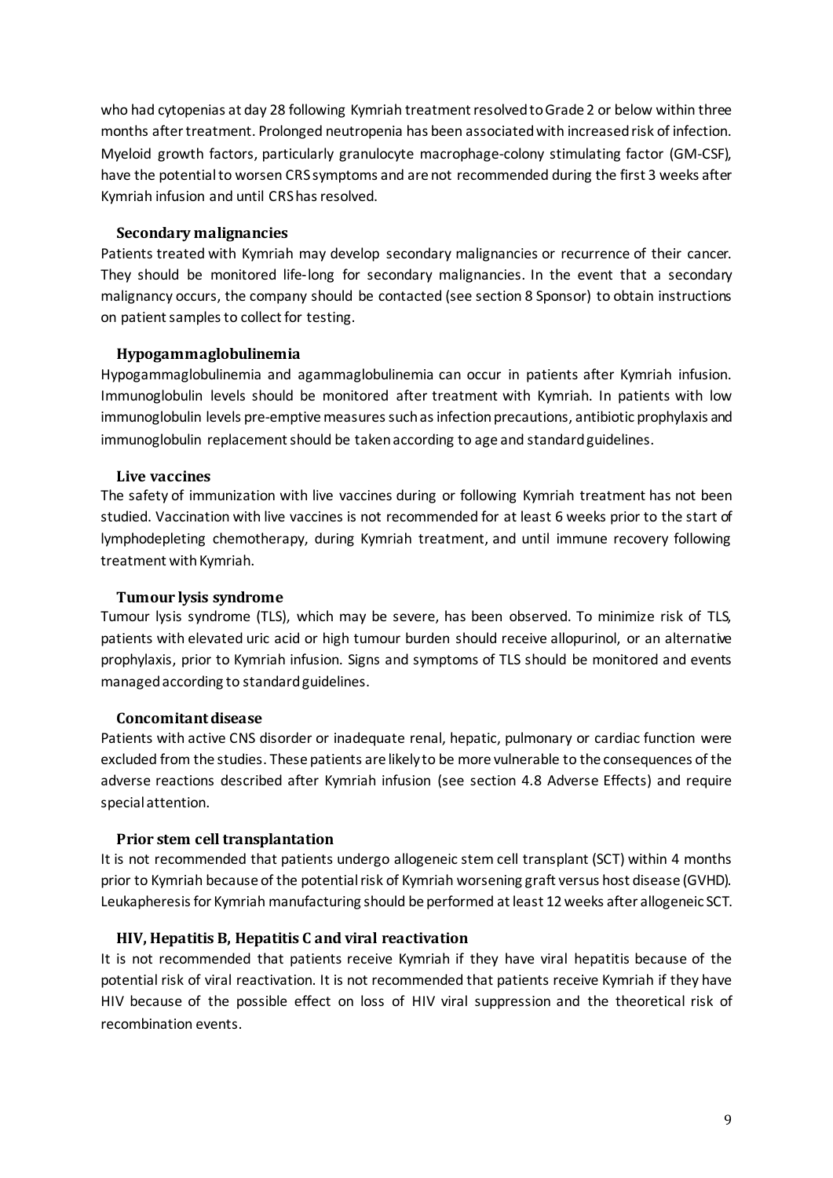who had cytopenias at day 28 following Kymriah treatment resolved to Grade 2 or below within three months after treatment. Prolonged neutropenia has been associated with increased risk of infection. Myeloid growth factors, particularly granulocyte macrophage-colony stimulating factor (GM-CSF), have the potential to worsen CRS symptoms and are not recommended during the first 3 weeks after Kymriah infusion and until CRS has resolved.

### Secondary malignancies

Patients treated with Kymriah may develop secondary malignancies or recurrence of their cancer. They should be monitored life-long for secondary malignancies. In the event that a secondary malignancy occurs, the company should be contacted (see section 8 Sponsor) to obtain instructions on patient samples to collect for testing.

### Hypogammaglobulinemia

Hypogammaglobulinemia and agammaglobulinemia can occur in patients after Kymriah infusion. Immunoglobulin levels should be monitored after treatment with Kymriah. In patients with low immunoglobulin levels pre-emptive measures such as infection precautions, antibiotic prophylaxis and immunoglobulin replacement should be taken according to age and standard guidelines.

### Live vaccines

The safety of immunization with live vaccines during or following Kymriah treatment has not been studied. Vaccination with live vaccines is not recommended for at least 6 weeks prior to the start of lymphodepleting chemotherapy, during Kymriah treatment, and until immune recovery following treatment with Kymriah.

### Tumour lysis syndrome

Tumour lysis syndrome (TLS), which may be severe, has been observed. To minimize risk of TLS, patients with elevated uric acid or high tumour burden should receive allopurinol, or an alternative prophylaxis, prior to Kymriah infusion. Signs and symptoms of TLS should be monitored and events managed according to standard guidelines.

### Concomitant disease

Patients with active CNS disorder or inadequate renal, hepatic, pulmonary or cardiac function were excluded from the studies. These patients are likely to be more vulnerable to the consequences of the adverse reactions described after Kymriah infusion (see section 4.8 Adverse Effects) and require special attention.

### Prior stem cell transplantation

It is not recommended that patients undergo allogeneic stem cell transplant (SCT) within 4 months prior to Kymriah because of the potential risk of Kymriah worsening graft versus host disease (GVHD). Leukapheresis for Kymriah manufacturing should be performed at least 12 weeks after allogeneic SCT.

### HIV, Hepatitis B, Hepatitis C and viral reactivation

It is not recommended that patients receive Kymriah if they have viral hepatitis because of the potential risk of viral reactivation. It is not recommended that patients receive Kymriah if they have HIV because of the possible effect on loss of HIV viral suppression and the theoretical risk of recombination events.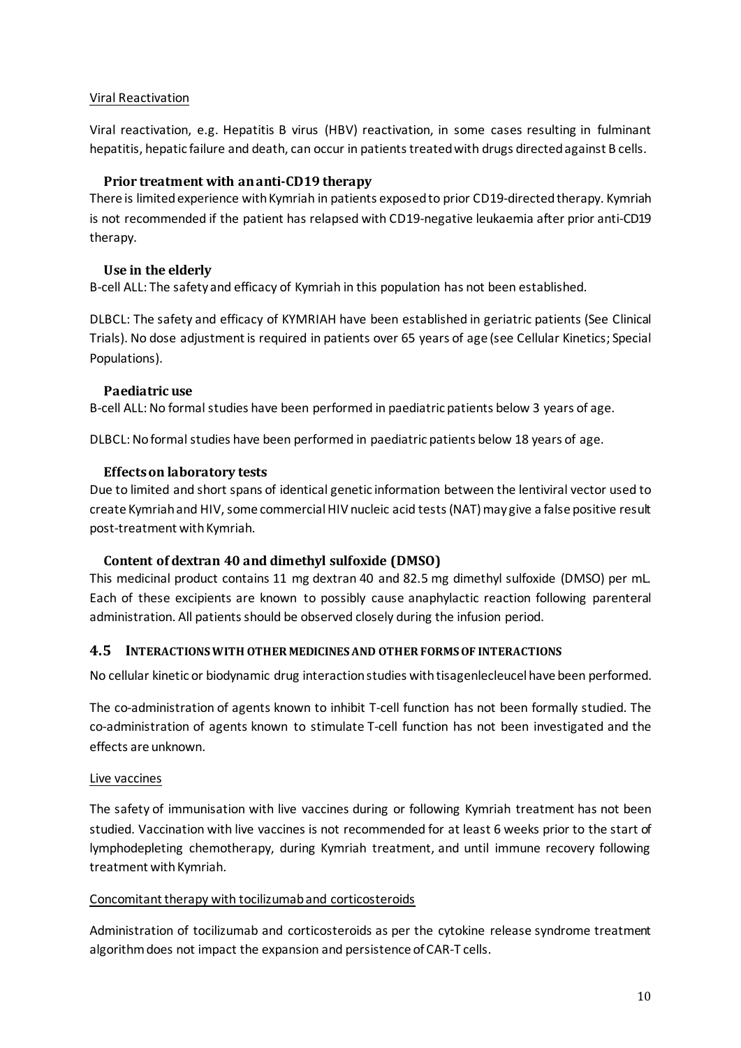Viral Reactivation

Viral reactivation, e.g. Hepatitis B virus (HBV) reactivation, in some cases resulting in fulminant hepatitis, hepatic failure and death, can occur in patients treated with drugs directed against B cells.

### Prior treatment with an anti-CD19 therapy

There is limited experience with Kymriah in patients exposed to prior CD19-directed therapy. Kymriah is not recommended if the patient has relapsed with CD19-negative leukaemia after prior anti-CD19 therapy.

### Use in the elderly

B-cell ALL: The safety and efficacy of Kymriah in this population has not been established.

DLBCL: The safety and efficacy of KYMRIAH have been established in geriatric patients (See Clinical Trials). No dose adjustment is required in patients over 65 years of age (see Cellular Kinetics; Special Populations).

### Paediatric use

B-cell ALL: No formal studies have been performed in paediatric patients below 3 years of age.

DLBCL: No formal studies have been performed in paediatric patients below 18 years of age.

### Effects on laboratory tests

Due to limited and short spans of identical genetic information between the lentiviral vector used to create Kymriah and HIV, some commercial HIV nucleic acid tests (NAT) may give a false positive result post-treatment with Kymriah.

### Content of dextran 40 and dimethyl sulfoxide (DMSO)

This medicinal product contains 11 mg dextran 40 and 82.5 mg dimethyl sulfoxide (DMSO) per mL. Each of these excipients are known to possibly cause anaphylactic reaction following parenteral administration. All patients should be observed closely during the infusion period.

## 4.5 INTERACTIONS WITH OTHER MEDICINES AND OTHER FORMS OF INTERACTIONS

No cellular kinetic or biodynamic drug interaction studies with tisagenlecleucel have been performed.

The co-administration of agents known to inhibit T-cell function has not been formally studied. The co-administration of agents known to stimulate T-cell function has not been investigated and the effects are unknown.

Live vaccines

The safety of immunisation with live vaccines during or following Kymriah treatment has not been studied. Vaccination with live vaccines is not recommended for at least 6 weeks prior to the start of lymphodepleting chemotherapy, during Kymriah treatment, and until immune recovery following treatment with Kymriah.

Concomitant therapy with tocilizumab and corticosteroids

Administration of tocilizumab and corticosteroids as per the cytokine release syndrome treatment algorithm does not impact the expansion and persistence of CAR-T cells.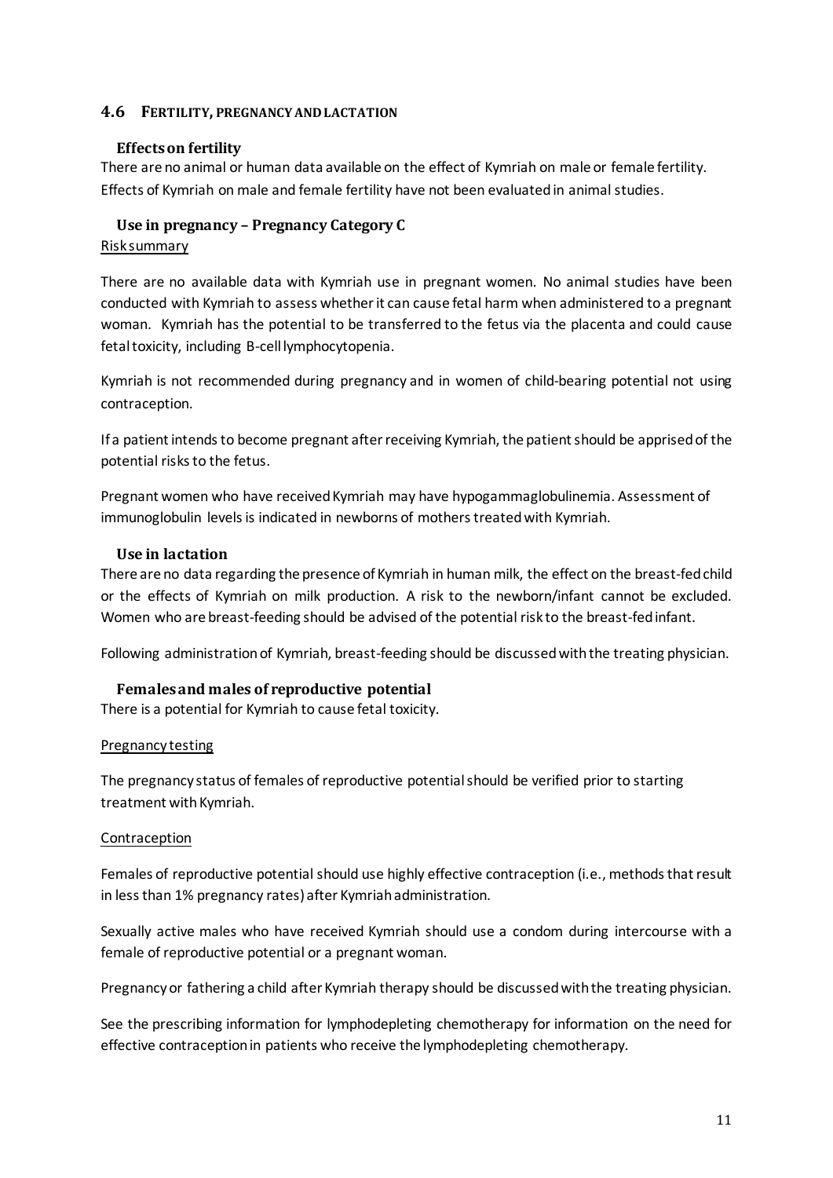## 4.6 FERTILITY, PREGNANCY AND LACTATION

### Effects on fertility

There are no animal or human data available on the effect of Kymriah on male or female fertility. Effects of Kymriah on male and female fertility have not been evaluated in animal studies.

### Use in pregnancy – Pregnancy Category C

Risk summary

There are no available data with Kymriah use in pregnant women. No animal studies have been conducted with Kymriah to assess whether it can cause fetal harm when administered to a pregnant woman. Kymriah has the potential to be transferred to the fetus via the placenta and could cause fetal toxicity, including B-cell lymphocytopenia.

Kymriah is not recommended during pregnancy and in women of child-bearing potential not using contraception.

If a patient intends to become pregnant after receiving Kymriah, the patient should be apprised of the potential risks to the fetus.

Pregnant women who have received Kymriah may have hypogammaglobulinemia. Assessment of immunoglobulin levels is indicated in newborns of mothers treated with Kymriah.

### Use in lactation

There are no data regarding the presence of Kymriah in human milk, the effect on the breast-fed child or the effects of Kymriah on milk production. A risk to the newborn/infant cannot be excluded. Women who are breast-feeding should be advised of the potential risk to the breast-fed infant.

Following administration of Kymriah, breast-feeding should be discussed with the treating physician.

### Females and males of reproductive potential

There is a potential for Kymriah to cause fetal toxicity.

Pregnancy testing

The pregnancy status of females of reproductive potential should be verified prior to starting treatment with Kymriah.

Contraception

Females of reproductive potential should use highly effective contraception (i.e., methods that result in less than 1% pregnancy rates) after Kymriah administration.

Sexually active males who have received Kymriah should use a condom during intercourse with a female of reproductive potential or a pregnant woman.

Pregnancy or fathering a child after Kymriah therapy should be discussed with the treating physician.

See the prescribing information for lymphodepleting chemotherapy for information on the need for effective contraception in patients who receive the lymphodepleting chemotherapy.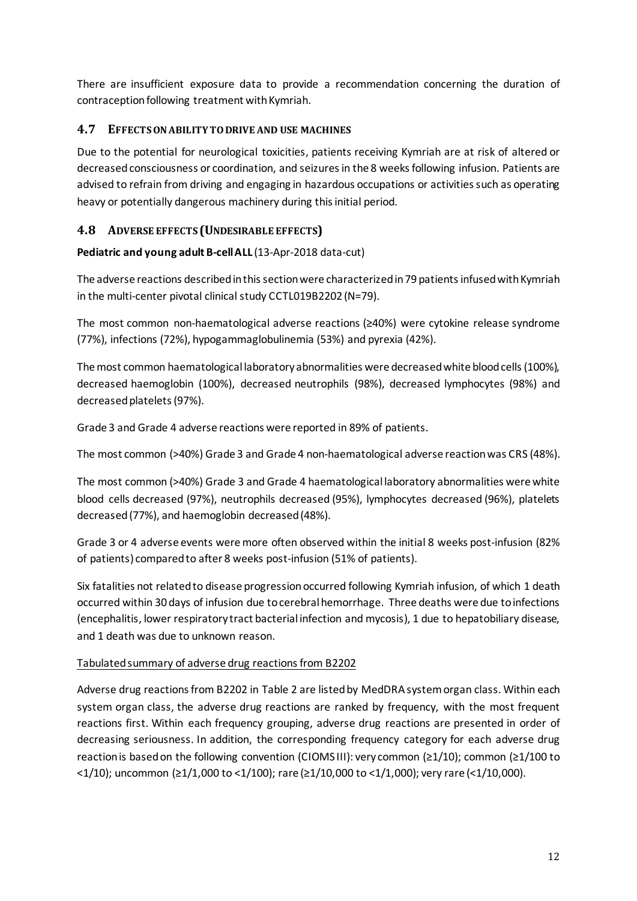There are insufficient exposure data to provide a recommendation concerning the duration of contraception following treatment with Kymriah.

## 4.7 Effects on ability to drive and use machines

Due to the potential for neurological toxicities, patients receiving Kymriah are at risk of altered or decreased consciousness or coordination, and seizures in the 8 weeks following infusion. Patients are advised to refrain from driving and engaging in hazardous occupations or activities such as operating heavy or potentially dangerous machinery during this initial period.

## 4.8 Adverse effects (Undesirable effects)

**Pediatric and young adult B-cell ALL** (13-Apr-2018 data-cut)

The adverse reactions described in this section were characterized in 79 patients infused with Kymriah in the multi-center pivotal clinical study CCTL019B2202 (N=79).

The most common non-haematological adverse reactions (≥40%) were cytokine release syndrome (77%), infections (72%), hypogammaglobulinemia (53%) and pyrexia (42%).

The most common haematological laboratory abnormalities were decreased white blood cells (100%), decreased haemoglobin (100%), decreased neutrophils (98%), decreased lymphocytes (98%) and decreased platelets (97%).

Grade 3 and Grade 4 adverse reactions were reported in 89% of patients.

The most common (>40%) Grade 3 and Grade 4 non-haematological adverse reaction was CRS (48%).

The most common (>40%) Grade 3 and Grade 4 haematological laboratory abnormalities were white blood cells decreased (97%), neutrophils decreased (95%), lymphocytes decreased (96%), platelets decreased (77%), and haemoglobin decreased (48%).

Grade 3 or 4 adverse events were more often observed within the initial 8 weeks post-infusion (82% of patients) compared to after 8 weeks post-infusion (51% of patients).

Six fatalities not related to disease progression occurred following Kymriah infusion, of which 1 death occurred within 30 days of infusion due to cerebral hemorrhage. Three deaths were due to infections (encephalitis, lower respiratory tract bacterial infection and mycosis), 1 due to hepatobiliary disease, and 1 death was due to unknown reason.

Tabulated summary of adverse drug reactions from B2202

Adverse drug reactions from B2202 in Table 2 are listed by MedDRA system organ class. Within each system organ class, the adverse drug reactions are ranked by frequency, with the most frequent reactions first. Within each frequency grouping, adverse drug reactions are presented in order of decreasing seriousness. In addition, the corresponding frequency category for each adverse drug reaction is based on the following convention (CIOMS III): very common (≥1/10); common (≥1/100 to <1/10); uncommon (≥1/1,000 to <1/100); rare (≥1/10,000 to <1/1,000); very rare (<1/10,000).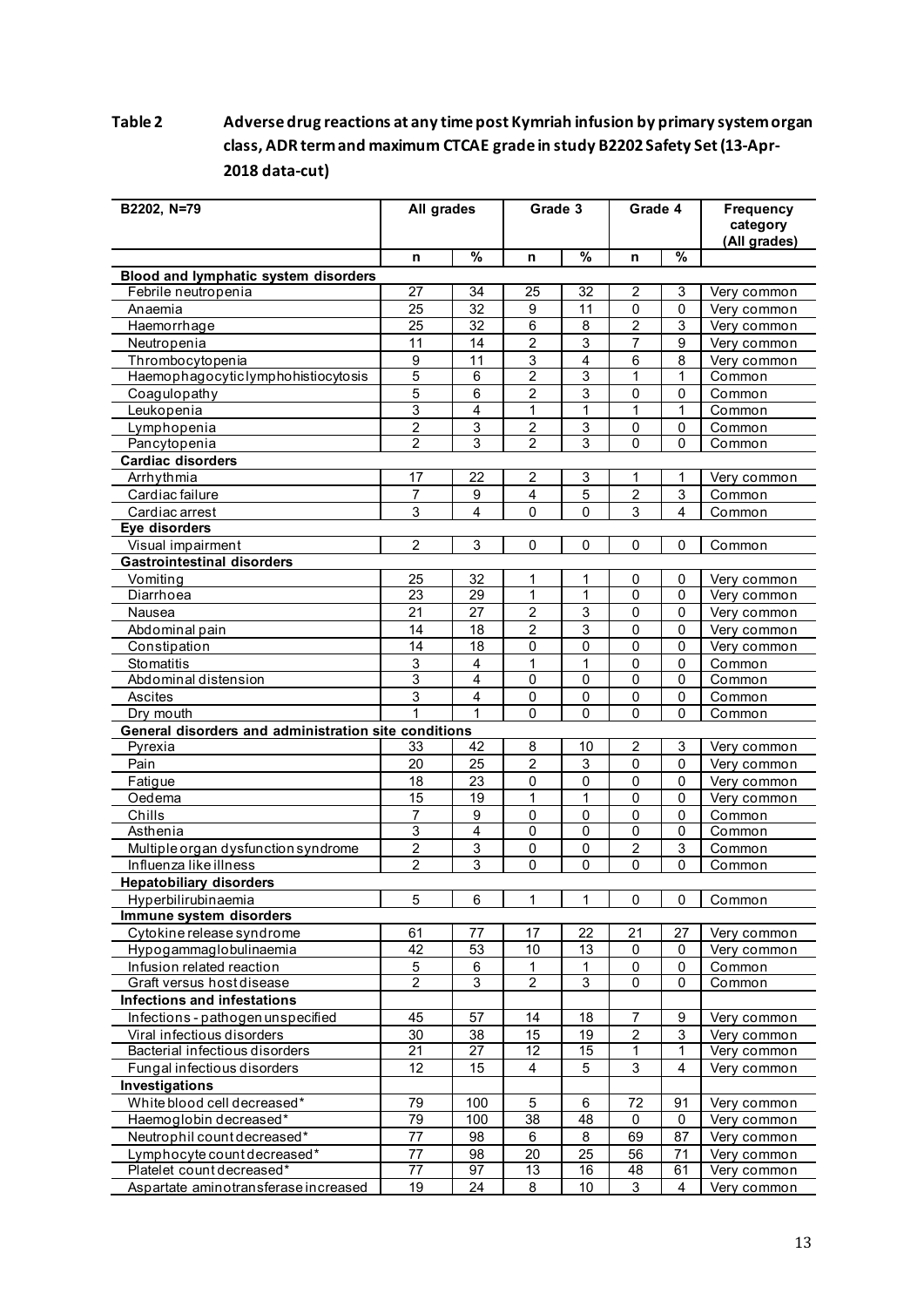**Table 2 Adverse drug reactions at any time post Kymriah infusion by primary system organ class, ADR term and maximum CTCAE grade in study B2202 Safety Set (13-Apr-2018 data-cut)**

| B2202, N=79 | All grades | | Grade 3 | | Grade 4 | | Frequency category (All grades) |
|---|---|---|---|---|---|---|---|
| | n | % | n | % | n | % | |
| **Blood and lymphatic system disorders** | | | | | | | |
| Febrile neutropenia | 27 | 34 | 25 | 32 | 2 | 3 | Very common |
| Anaemia | 25 | 32 | 9 | 11 | 0 | 0 | Very common |
| Haemorrhage | 25 | 32 | 6 | 8 | 2 | 3 | Very common |
| Neutropenia | 11 | 14 | 2 | 3 | 7 | 9 | Very common |
| Thrombocytopenia | 9 | 11 | 3 | 4 | 6 | 8 | Very common |
| Haemophagocytic lymphohistiocytosis | 5 | 6 | 2 | 3 | 1 | 1 | Common |
| Coagulopathy | 5 | 6 | 2 | 3 | 0 | 0 | Common |
| Leukopenia | 3 | 4 | 1 | 1 | 1 | 1 | Common |
| Lymphopenia | 2 | 3 | 2 | 3 | 0 | 0 | Common |
| Pancytopenia | 2 | 3 | 2 | 3 | 0 | 0 | Common |
| **Cardiac disorders** | | | | | | | |
| Arrhythmia | 17 | 22 | 2 | 3 | 1 | 1 | Very common |
| Cardiac failure | 7 | 9 | 4 | 5 | 2 | 3 | Common |
| Cardiac arrest | 3 | 4 | 0 | 0 | 3 | 4 | Common |
| **Eye disorders** | | | | | | | |
| Visual impairment | 2 | 3 | 0 | 0 | 0 | 0 | Common |
| **Gastrointestinal disorders** | | | | | | | |
| Vomiting | 25 | 32 | 1 | 1 | 0 | 0 | Very common |
| Diarrhoea | 23 | 29 | 1 | 1 | 0 | 0 | Very common |
| Nausea | 21 | 27 | 2 | 3 | 0 | 0 | Very common |
| Abdominal pain | 14 | 18 | 2 | 3 | 0 | 0 | Very common |
| Constipation | 14 | 18 | 0 | 0 | 0 | 0 | Very common |
| Stomatitis | 3 | 4 | 1 | 1 | 0 | 0 | Common |
| Abdominal distension | 3 | 4 | 0 | 0 | 0 | 0 | Common |
| Ascites | 3 | 4 | 0 | 0 | 0 | 0 | Common |
| Dry mouth | 1 | 1 | 0 | 0 | 0 | 0 | Common |
| **General disorders and administration site conditions** | | | | | | | |
| Pyrexia | 33 | 42 | 8 | 10 | 2 | 3 | Very common |
| Pain | 20 | 25 | 2 | 3 | 0 | 0 | Very common |
| Fatigue | 18 | 23 | 0 | 0 | 0 | 0 | Very common |
| Oedema | 15 | 19 | 1 | 1 | 0 | 0 | Very common |
| Chills | 7 | 9 | 0 | 0 | 0 | 0 | Common |
| Asthenia | 3 | 4 | 0 | 0 | 0 | 0 | Common |
| Multiple organ dysfunction syndrome | 2 | 3 | 0 | 0 | 2 | 3 | Common |
| Influenza like illness | 2 | 3 | 0 | 0 | 0 | 0 | Common |
| **Hepatobiliary disorders** | | | | | | | |
| Hyperbilirubinaemia | 5 | 6 | 1 | 1 | 0 | 0 | Common |
| **Immune system disorders** | | | | | | | |
| Cytokine release syndrome | 61 | 77 | 17 | 22 | 21 | 27 | Very common |
| Hypogammaglobulinaemia | 42 | 53 | 10 | 13 | 0 | 0 | Very common |
| Infusion related reaction | 5 | 6 | 1 | 1 | 0 | 0 | Common |
| Graft versus host disease | 2 | 3 | 2 | 3 | 0 | 0 | Common |
| **Infections and infestations** | | | | | | | |
| Infections - pathogen unspecified | 45 | 57 | 14 | 18 | 7 | 9 | Very common |
| Viral infectious disorders | 30 | 38 | 15 | 19 | 2 | 3 | Very common |
| Bacterial infectious disorders | 21 | 27 | 12 | 15 | 1 | 1 | Very common |
| Fungal infectious disorders | 12 | 15 | 4 | 5 | 3 | 4 | Very common |
| **Investigations** | | | | | | | |
| White blood cell decreased* | 79 | 100 | 5 | 6 | 72 | 91 | Very common |
| Haemoglobin decreased* | 79 | 100 | 38 | 48 | 0 | 0 | Very common |
| Neutrophil count decreased* | 77 | 98 | 6 | 8 | 69 | 87 | Very common |
| Lymphocyte count decreased* | 77 | 98 | 20 | 25 | 56 | 71 | Very common |
| Platelet count decreased* | 77 | 97 | 13 | 16 | 48 | 61 | Very common |
| Aspartate aminotransferase increased | 19 | 24 | 8 | 10 | 3 | 4 | Very common |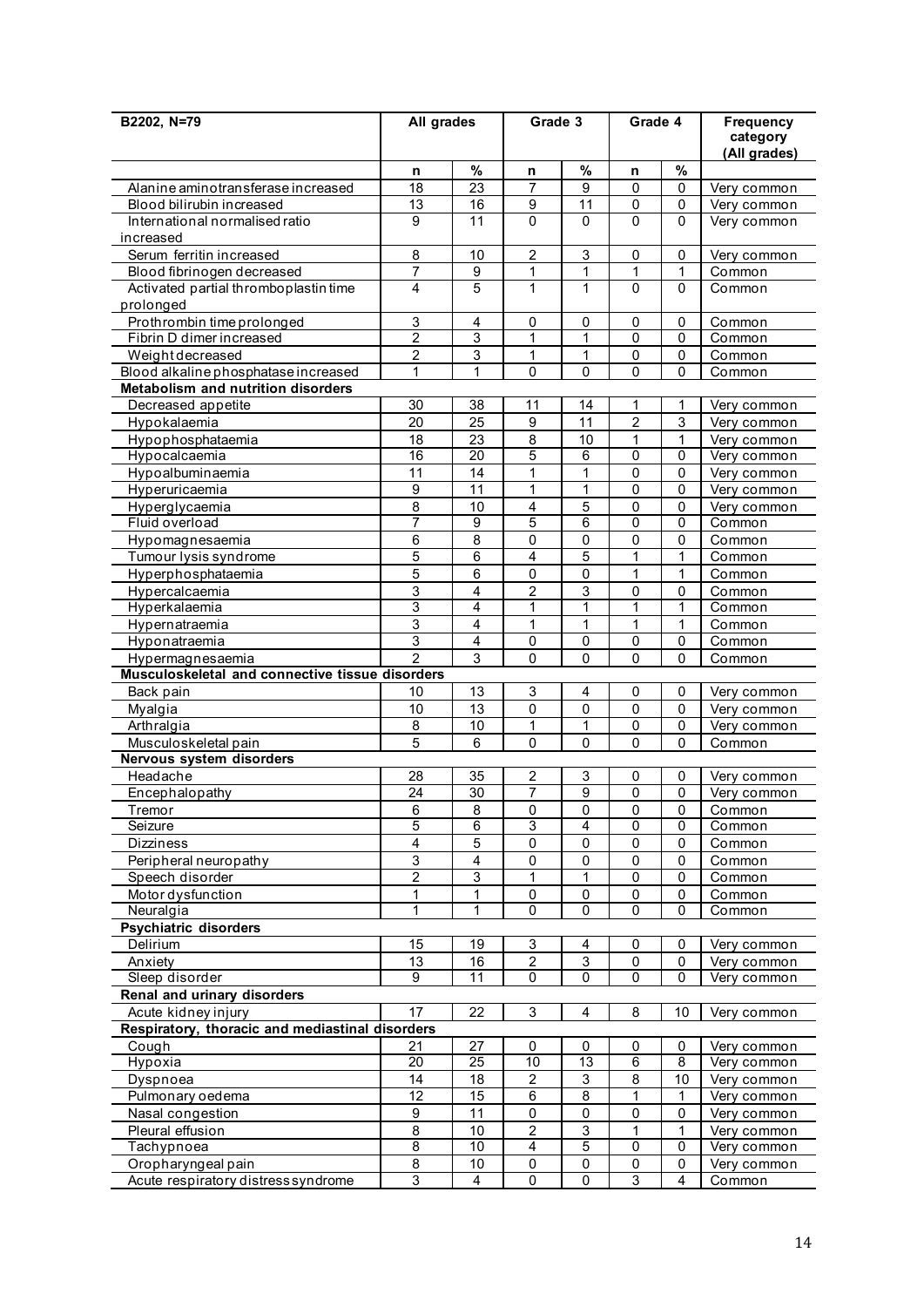| B2202, N=79 | All grades | | Grade 3 | | Grade 4 | | Frequency category (All grades) |
|---|---|---|---|---|---|---|---|
| | n | % | n | % | n | % | |
| Alanine aminotransferase increased | 18 | 23 | 7 | 9 | 0 | 0 | Very common |
| Blood bilirubin increased | 13 | 16 | 9 | 11 | 0 | 0 | Very common |
| International normalised ratio increased | 9 | 11 | 0 | 0 | 0 | 0 | Very common |
| Serum ferritin increased | 8 | 10 | 2 | 3 | 0 | 0 | Very common |
| Blood fibrinogen decreased | 7 | 9 | 1 | 1 | 1 | 1 | Common |
| Activated partial thromboplastin time prolonged | 4 | 5 | 1 | 1 | 0 | 0 | Common |
| Prothrombin time prolonged | 3 | 4 | 0 | 0 | 0 | 0 | Common |
| Fibrin D dimer increased | 2 | 3 | 1 | 1 | 0 | 0 | Common |
| Weight decreased | 2 | 3 | 1 | 1 | 0 | 0 | Common |
| Blood alkaline phosphatase increased | 1 | 1 | 0 | 0 | 0 | 0 | Common |
| **Metabolism and nutrition disorders** | | | | | | | |
| Decreased appetite | 30 | 38 | 11 | 14 | 1 | 1 | Very common |
| Hypokalaemia | 20 | 25 | 9 | 11 | 2 | 3 | Very common |
| Hypophosphataemia | 18 | 23 | 8 | 10 | 1 | 1 | Very common |
| Hypocalcaemia | 16 | 20 | 5 | 6 | 0 | 0 | Very common |
| Hypoalbuminaemia | 11 | 14 | 1 | 1 | 0 | 0 | Very common |
| Hyperuricaemia | 9 | 11 | 1 | 1 | 0 | 0 | Very common |
| Hyperglycaemia | 8 | 10 | 4 | 5 | 0 | 0 | Very common |
| Fluid overload | 7 | 9 | 5 | 6 | 0 | 0 | Common |
| Hypomagnesaemia | 6 | 8 | 0 | 0 | 0 | 0 | Common |
| Tumour lysis syndrome | 5 | 6 | 4 | 5 | 1 | 1 | Common |
| Hyperphosphataemia | 5 | 6 | 0 | 0 | 1 | 1 | Common |
| Hypercalcaemia | 3 | 4 | 2 | 3 | 0 | 0 | Common |
| Hyperkalaemia | 3 | 4 | 1 | 1 | 1 | 1 | Common |
| Hypernatraemia | 3 | 4 | 1 | 1 | 1 | 1 | Common |
| Hyponatraemia | 3 | 4 | 0 | 0 | 0 | 0 | Common |
| Hypermagnesaemia | 2 | 3 | 0 | 0 | 0 | 0 | Common |
| **Musculoskeletal and connective tissue disorders** | | | | | | | |
| Back pain | 10 | 13 | 3 | 4 | 0 | 0 | Very common |
| Myalgia | 10 | 13 | 0 | 0 | 0 | 0 | Very common |
| Arthralgia | 8 | 10 | 1 | 1 | 0 | 0 | Very common |
| Musculoskeletal pain | 5 | 6 | 0 | 0 | 0 | 0 | Common |
| **Nervous system disorders** | | | | | | | |
| Headache | 28 | 35 | 2 | 3 | 0 | 0 | Very common |
| Encephalopathy | 24 | 30 | 7 | 9 | 0 | 0 | Very common |
| Tremor | 6 | 8 | 0 | 0 | 0 | 0 | Common |
| Seizure | 5 | 6 | 3 | 4 | 0 | 0 | Common |
| Dizziness | 4 | 5 | 0 | 0 | 0 | 0 | Common |
| Peripheral neuropathy | 3 | 4 | 0 | 0 | 0 | 0 | Common |
| Speech disorder | 2 | 3 | 1 | 1 | 0 | 0 | Common |
| Motor dysfunction | 1 | 1 | 0 | 0 | 0 | 0 | Common |
| Neuralgia | 1 | 1 | 0 | 0 | 0 | 0 | Common |
| **Psychiatric disorders** | | | | | | | |
| Delirium | 15 | 19 | 3 | 4 | 0 | 0 | Very common |
| Anxiety | 13 | 16 | 2 | 3 | 0 | 0 | Very common |
| Sleep disorder | 9 | 11 | 0 | 0 | 0 | 0 | Very common |
| **Renal and urinary disorders** | | | | | | | |
| Acute kidney injury | 17 | 22 | 3 | 4 | 8 | 10 | Very common |
| **Respiratory, thoracic and mediastinal disorders** | | | | | | | |
| Cough | 21 | 27 | 0 | 0 | 0 | 0 | Very common |
| Hypoxia | 20 | 25 | 10 | 13 | 6 | 8 | Very common |
| Dyspnoea | 14 | 18 | 2 | 3 | 8 | 10 | Very common |
| Pulmonary oedema | 12 | 15 | 6 | 8 | 1 | 1 | Very common |
| Nasal congestion | 9 | 11 | 0 | 0 | 0 | 0 | Very common |
| Pleural effusion | 8 | 10 | 2 | 3 | 1 | 1 | Very common |
| Tachypnoea | 8 | 10 | 4 | 5 | 0 | 0 | Very common |
| Oropharyngeal pain | 8 | 10 | 0 | 0 | 0 | 0 | Very common |
| Acute respiratory distress syndrome | 3 | 4 | 0 | 0 | 3 | 4 | Common |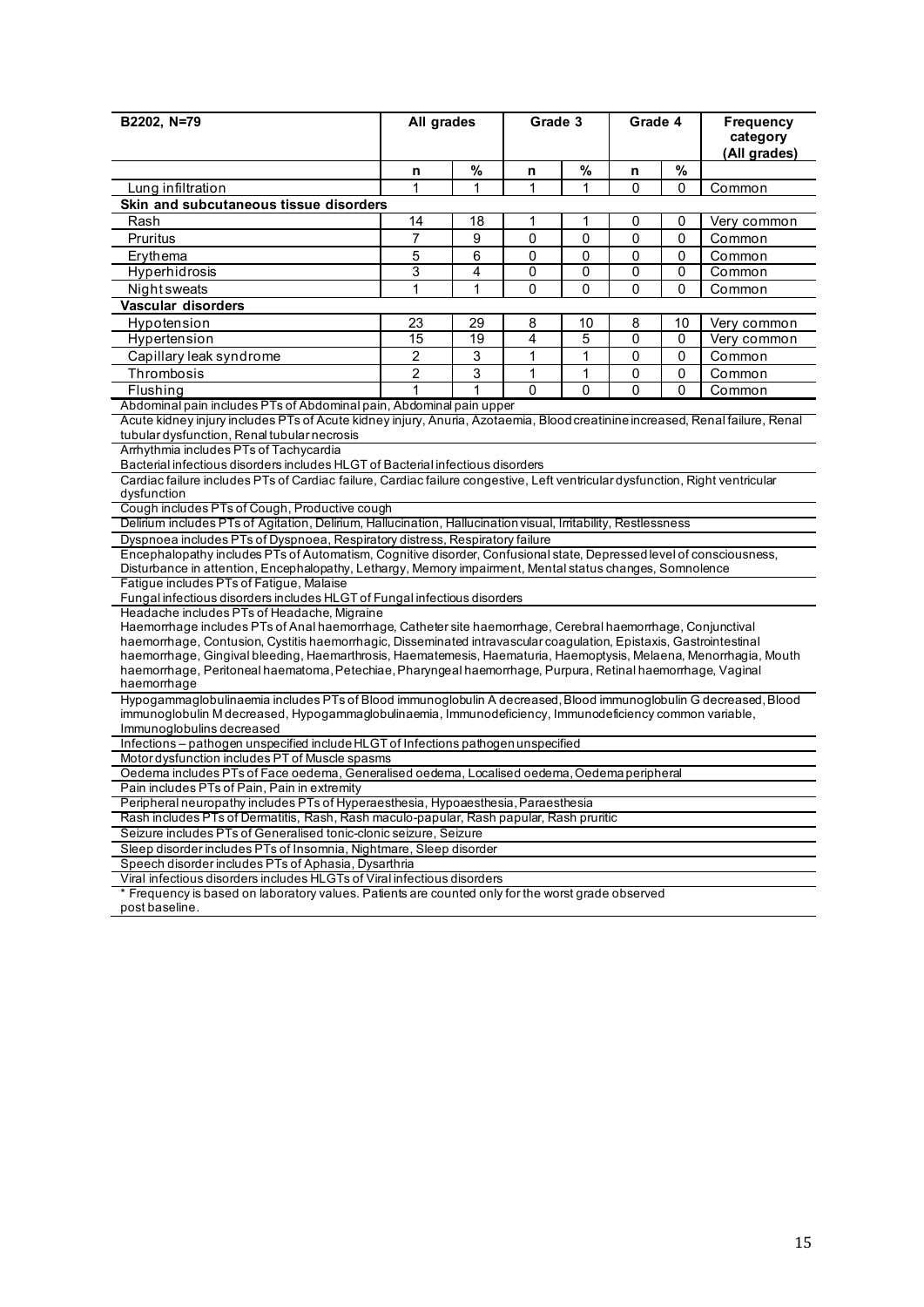| B2202, N=79 | All grades | | Grade 3 | | Grade 4 | | Frequency category (All grades) |
|---|---|---|---|---|---|---|---|
| | n | % | n | % | n | % | |
| Lung infiltration | 1 | 1 | 1 | 1 | 0 | 0 | Common |
| **Skin and subcutaneous tissue disorders** | | | | | | | |
| Rash | 14 | 18 | 1 | 1 | 0 | 0 | Very common |
| Pruritus | 7 | 9 | 0 | 0 | 0 | 0 | Common |
| Erythema | 5 | 6 | 0 | 0 | 0 | 0 | Common |
| Hyperhidrosis | 3 | 4 | 0 | 0 | 0 | 0 | Common |
| Night sweats | 1 | 1 | 0 | 0 | 0 | 0 | Common |
| **Vascular disorders** | | | | | | | |
| Hypotension | 23 | 29 | 8 | 10 | 8 | 10 | Very common |
| Hypertension | 15 | 19 | 4 | 5 | 0 | 0 | Very common |
| Capillary leak syndrome | 2 | 3 | 1 | 1 | 0 | 0 | Common |
| Thrombosis | 2 | 3 | 1 | 1 | 0 | 0 | Common |
| Flushing | 1 | 1 | 0 | 0 | 0 | 0 | Common |

Abdominal pain includes PTs of Abdominal pain, Abdominal pain upper

Acute kidney injury includes PTs of Acute kidney injury, Anuria, Azotaemia, Blood creatinine increased, Renal failure, Renal tubular dysfunction, Renal tubular necrosis

Arrhythmia includes PTs of Tachycardia

Bacterial infectious disorders includes HLGT of Bacterial infectious disorders

Cardiac failure includes PTs of Cardiac failure, Cardiac failure congestive, Left ventricular dysfunction, Right ventricular dysfunction

Cough includes PTs of Cough, Productive cough

Delirium includes PTs of Agitation, Delirium, Hallucination, Hallucination visual, Irritability, Restlessness

Dyspnoea includes PTs of Dyspnoea, Respiratory distress, Respiratory failure

Encephalopathy includes PTs of Automatism, Cognitive disorder, Confusional state, Depressed level of consciousness, Disturbance in attention, Encephalopathy, Lethargy, Memory impairment, Mental status changes, Somnolence

Fatigue includes PTs of Fatigue, Malaise

Fungal infectious disorders includes HLGT of Fungal infectious disorders

Headache includes PTs of Headache, Migraine

Haemorrhage includes PTs of Anal haemorrhage, Catheter site haemorrhage, Cerebral haemorrhage, Conjunctival haemorrhage, Contusion, Cystitis haemorrhagic, Disseminated intravascular coagulation, Epistaxis, Gastrointestinal haemorrhage, Gingival bleeding, Haemarthrosis, Haematemesis, Haematuria, Haemoptysis, Melaena, Menorrhagia, Mouth haemorrhage, Peritoneal haematoma, Petechiae, Pharyngeal haemorrhage, Purpura, Retinal haemorrhage, Vaginal haemorrhage

Hypogammaglobulinaemia includes PTs of Blood immunoglobulin A decreased, Blood immunoglobulin G decreased, Blood immunoglobulin M decreased, Hypogammaglobulinaemia, Immunodeficiency, Immunodeficiency common variable, Immunoglobulins decreased

Infections – pathogen unspecified include HLGT of Infections pathogen unspecified

Motor dysfunction includes PT of Muscle spasms

Oedema includes PTs of Face oedema, Generalised oedema, Localised oedema, Oedema peripheral

Pain includes PTs of Pain, Pain in extremity

Peripheral neuropathy includes PTs of Hyperaesthesia, Hypoaesthesia, Paraesthesia

Rash includes PTs of Dermatitis, Rash, Rash maculo-papular, Rash papular, Rash pruritic

Seizure includes PTs of Generalised tonic-clonic seizure, Seizure

Sleep disorder includes PTs of Insomnia, Nightmare, Sleep disorder

Speech disorder includes PTs of Aphasia, Dysarthria

Viral infectious disorders includes HLGTs of Viral infectious disorders

* Frequency is based on laboratory values. Patients are counted only for the worst grade observed post baseline.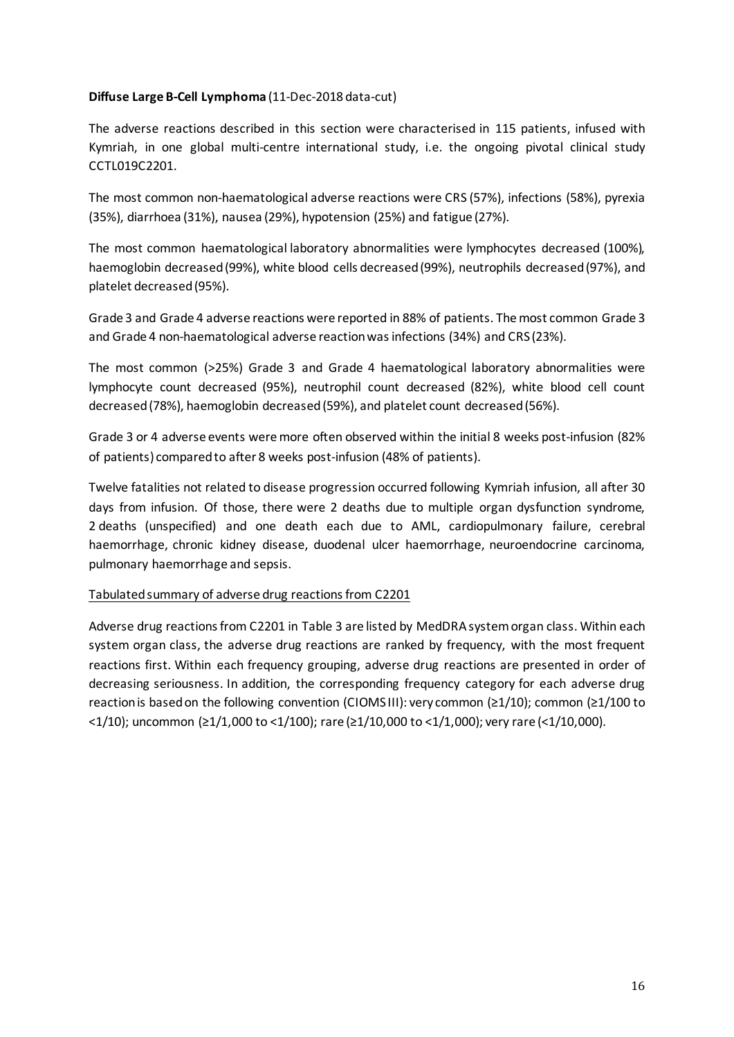**Diffuse Large B-Cell Lymphoma** (11-Dec-2018 data-cut)

The adverse reactions described in this section were characterised in 115 patients, infused with Kymriah, in one global multi-centre international study, i.e. the ongoing pivotal clinical study CCTL019C2201.

The most common non-haematological adverse reactions were CRS (57%), infections (58%), pyrexia (35%), diarrhoea (31%), nausea (29%), hypotension (25%) and fatigue (27%).

The most common haematological laboratory abnormalities were lymphocytes decreased (100%), haemoglobin decreased (99%), white blood cells decreased (99%), neutrophils decreased (97%), and platelet decreased (95%).

Grade 3 and Grade 4 adverse reactions were reported in 88% of patients. The most common Grade 3 and Grade 4 non-haematological adverse reaction was infections (34%) and CRS (23%).

The most common (>25%) Grade 3 and Grade 4 haematological laboratory abnormalities were lymphocyte count decreased (95%), neutrophil count decreased (82%), white blood cell count decreased (78%), haemoglobin decreased (59%), and platelet count decreased (56%).

Grade 3 or 4 adverse events were more often observed within the initial 8 weeks post-infusion (82% of patients) compared to after 8 weeks post-infusion (48% of patients).

Twelve fatalities not related to disease progression occurred following Kymriah infusion, all after 30 days from infusion. Of those, there were 2 deaths due to multiple organ dysfunction syndrome, 2 deaths (unspecified) and one death each due to AML, cardiopulmonary failure, cerebral haemorrhage, chronic kidney disease, duodenal ulcer haemorrhage, neuroendocrine carcinoma, pulmonary haemorrhage and sepsis.

Tabulated summary of adverse drug reactions from C2201

Adverse drug reactions from C2201 in Table 3 are listed by MedDRA system organ class. Within each system organ class, the adverse drug reactions are ranked by frequency, with the most frequent reactions first. Within each frequency grouping, adverse drug reactions are presented in order of decreasing seriousness. In addition, the corresponding frequency category for each adverse drug reaction is based on the following convention (CIOMS III): very common (≥1/10); common (≥1/100 to <1/10); uncommon (≥1/1,000 to <1/100); rare (≥1/10,000 to <1/1,000); very rare (<1/10,000).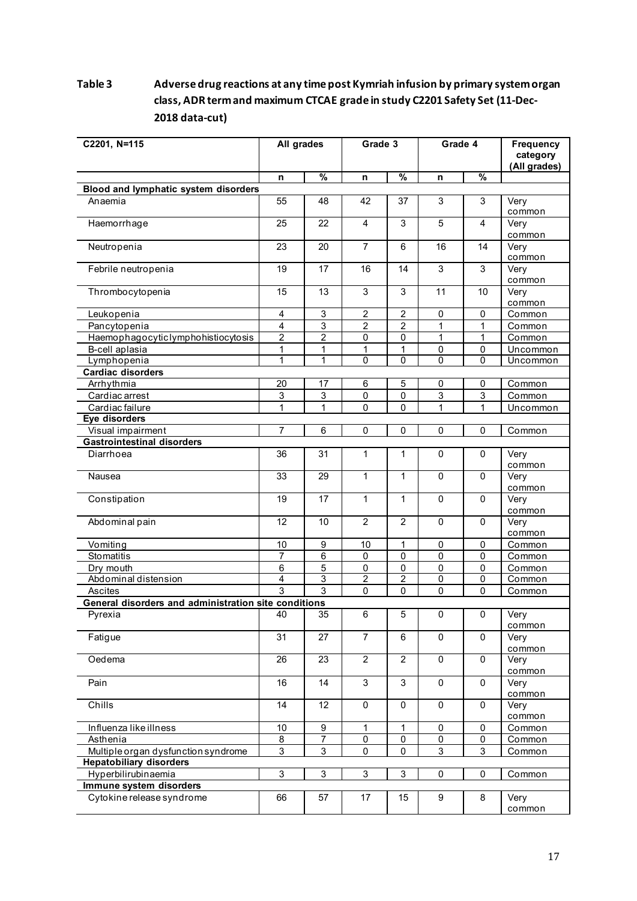**Table 3 Adverse drug reactions at any time post Kymriah infusion by primary system organ class, ADR term and maximum CTCAE grade in study C2201 Safety Set (11-Dec-2018 data-cut)**

| C2201, N=115 | All grades | | Grade 3 | | Grade 4 | | Frequency category (All grades) |
|---|---|---|---|---|---|---|---|
| | n | % | n | % | n | % | |
| **Blood and lymphatic system disorders** | | | | | | | |
| Anaemia | 55 | 48 | 42 | 37 | 3 | 3 | Very common |
| Haemorrhage | 25 | 22 | 4 | 3 | 5 | 4 | Very common |
| Neutropenia | 23 | 20 | 7 | 6 | 16 | 14 | Very common |
| Febrile neutropenia | 19 | 17 | 16 | 14 | 3 | 3 | Very common |
| Thrombocytopenia | 15 | 13 | 3 | 3 | 11 | 10 | Very common |
| Leukopenia | 4 | 3 | 2 | 2 | 0 | 0 | Common |
| Pancytopenia | 4 | 3 | 2 | 2 | 1 | 1 | Common |
| Haemophagocyticlymphohistiocytosis | 2 | 2 | 0 | 0 | 1 | 1 | Common |
| B-cell aplasia | 1 | 1 | 1 | 1 | 0 | 0 | Uncommon |
| Lymphopenia | 1 | 1 | 0 | 0 | 0 | 0 | Uncommon |
| **Cardiac disorders** | | | | | | | |
| Arrhythmia | 20 | 17 | 6 | 5 | 0 | 0 | Common |
| Cardiac arrest | 3 | 3 | 0 | 0 | 3 | 3 | Common |
| Cardiac failure | 1 | 1 | 0 | 0 | 1 | 1 | Uncommon |
| **Eye disorders** | | | | | | | |
| Visual impairment | 7 | 6 | 0 | 0 | 0 | 0 | Common |
| **Gastrointestinal disorders** | | | | | | | |
| Diarrhoea | 36 | 31 | 1 | 1 | 0 | 0 | Very common |
| Nausea | 33 | 29 | 1 | 1 | 0 | 0 | Very common |
| Constipation | 19 | 17 | 1 | 1 | 0 | 0 | Very common |
| Abdominal pain | 12 | 10 | 2 | 2 | 0 | 0 | Very common |
| Vomiting | 10 | 9 | 10 | 1 | 0 | 0 | Common |
| Stomatitis | 7 | 6 | 0 | 0 | 0 | 0 | Common |
| Dry mouth | 6 | 5 | 0 | 0 | 0 | 0 | Common |
| Abdominal distension | 4 | 3 | 2 | 2 | 0 | 0 | Common |
| Ascites | 3 | 3 | 0 | 0 | 0 | 0 | Common |
| **General disorders and administration site conditions** | | | | | | | |
| Pyrexia | 40 | 35 | 6 | 5 | 0 | 0 | Very common |
| Fatigue | 31 | 27 | 7 | 6 | 0 | 0 | Very common |
| Oedema | 26 | 23 | 2 | 2 | 0 | 0 | Very common |
| Pain | 16 | 14 | 3 | 3 | 0 | 0 | Very common |
| Chills | 14 | 12 | 0 | 0 | 0 | 0 | Very common |
| Influenza like illness | 10 | 9 | 1 | 1 | 0 | 0 | Common |
| Asthenia | 8 | 7 | 0 | 0 | 0 | 0 | Common |
| Multiple organ dysfunction syndrome | 3 | 3 | 0 | 0 | 3 | 3 | Common |
| **Hepatobiliary disorders** | | | | | | | |
| Hyperbilirubinaemia | 3 | 3 | 3 | 3 | 0 | 0 | Common |
| **Immune system disorders** | | | | | | | |
| Cytokine release syndrome | 66 | 57 | 17 | 15 | 9 | 8 | Very common |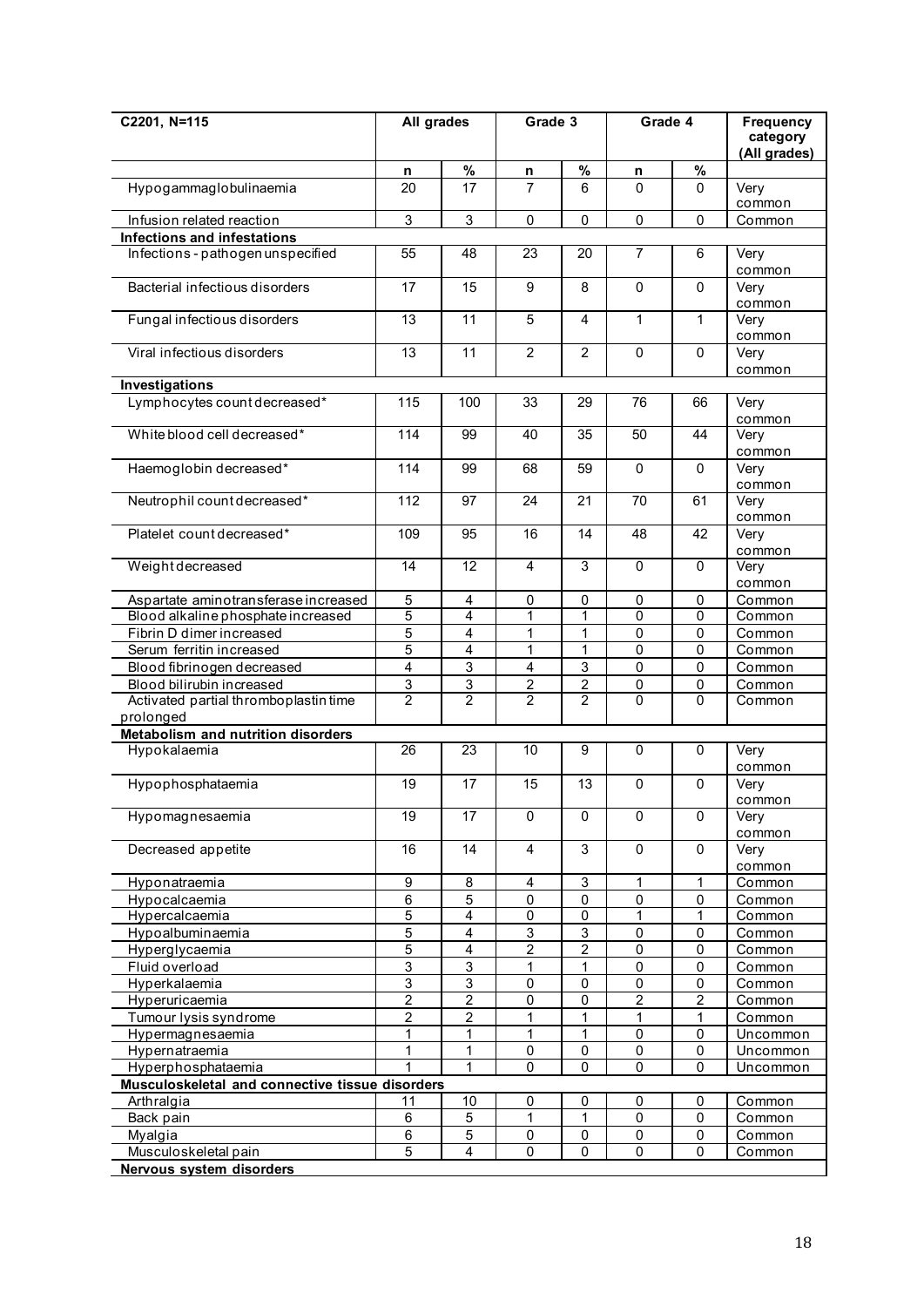| C2201, N=115 | All grades | | Grade 3 | | Grade 4 | | Frequency category (All grades) |
|---|---|---|---|---|---|---|---|
| | n | % | n | % | n | % | |
| Hypogammaglobulinaemia | 20 | 17 | 7 | 6 | 0 | 0 | Very common |
| Infusion related reaction | 3 | 3 | 0 | 0 | 0 | 0 | Common |
| **Infections and infestations** | | | | | | | |
| Infections - pathogen unspecified | 55 | 48 | 23 | 20 | 7 | 6 | Very common |
| Bacterial infectious disorders | 17 | 15 | 9 | 8 | 0 | 0 | Very common |
| Fungal infectious disorders | 13 | 11 | 5 | 4 | 1 | 1 | Very common |
| Viral infectious disorders | 13 | 11 | 2 | 2 | 0 | 0 | Very common |
| **Investigations** | | | | | | | |
| Lymphocytes count decreased* | 115 | 100 | 33 | 29 | 76 | 66 | Very common |
| White blood cell decreased* | 114 | 99 | 40 | 35 | 50 | 44 | Very common |
| Haemoglobin decreased* | 114 | 99 | 68 | 59 | 0 | 0 | Very common |
| Neutrophil count decreased* | 112 | 97 | 24 | 21 | 70 | 61 | Very common |
| Platelet count decreased* | 109 | 95 | 16 | 14 | 48 | 42 | Very common |
| Weight decreased | 14 | 12 | 4 | 3 | 0 | 0 | Very common |
| Aspartate aminotransferase increased | 5 | 4 | 0 | 0 | 0 | 0 | Common |
| Blood alkaline phosphate increased | 5 | 4 | 1 | 1 | 0 | 0 | Common |
| Fibrin D dimer increased | 5 | 4 | 1 | 1 | 0 | 0 | Common |
| Serum ferritin increased | 5 | 4 | 1 | 1 | 0 | 0 | Common |
| Blood fibrinogen decreased | 4 | 3 | 4 | 3 | 0 | 0 | Common |
| Blood bilirubin increased | 3 | 3 | 2 | 2 | 0 | 0 | Common |
| Activated partial thromboplastin time prolonged | 2 | 2 | 2 | 2 | 0 | 0 | Common |
| **Metabolism and nutrition disorders** | | | | | | | |
| Hypokalaemia | 26 | 23 | 10 | 9 | 0 | 0 | Very common |
| Hypophosphataemia | 19 | 17 | 15 | 13 | 0 | 0 | Very common |
| Hypomagnesaemia | 19 | 17 | 0 | 0 | 0 | 0 | Very common |
| Decreased appetite | 16 | 14 | 4 | 3 | 0 | 0 | Very common |
| Hyponatraemia | 9 | 8 | 4 | 3 | 1 | 1 | Common |
| Hypocalcaemia | 6 | 5 | 0 | 0 | 0 | 0 | Common |
| Hypercalcaemia | 5 | 4 | 0 | 0 | 1 | 1 | Common |
| Hypoalbuminaemia | 5 | 4 | 3 | 3 | 0 | 0 | Common |
| Hyperglycaemia | 5 | 4 | 2 | 2 | 0 | 0 | Common |
| Fluid overload | 3 | 3 | 1 | 1 | 0 | 0 | Common |
| Hyperkalaemia | 3 | 3 | 0 | 0 | 0 | 0 | Common |
| Hyperuricaemia | 2 | 2 | 0 | 0 | 2 | 2 | Common |
| Tumour lysis syndrome | 2 | 2 | 1 | 1 | 1 | 1 | Common |
| Hypermagnesaemia | 1 | 1 | 1 | 1 | 0 | 0 | Uncommon |
| Hypernatraemia | 1 | 1 | 0 | 0 | 0 | 0 | Uncommon |
| Hyperphosphataemia | 1 | 1 | 0 | 0 | 0 | 0 | Uncommon |
| **Musculoskeletal and connective tissue disorders** | | | | | | | |
| Arthralgia | 11 | 10 | 0 | 0 | 0 | 0 | Common |
| Back pain | 6 | 5 | 1 | 1 | 0 | 0 | Common |
| Myalgia | 6 | 5 | 0 | 0 | 0 | 0 | Common |
| Musculoskeletal pain | 5 | 4 | 0 | 0 | 0 | 0 | Common |
| **Nervous system disorders** | | | | | | | |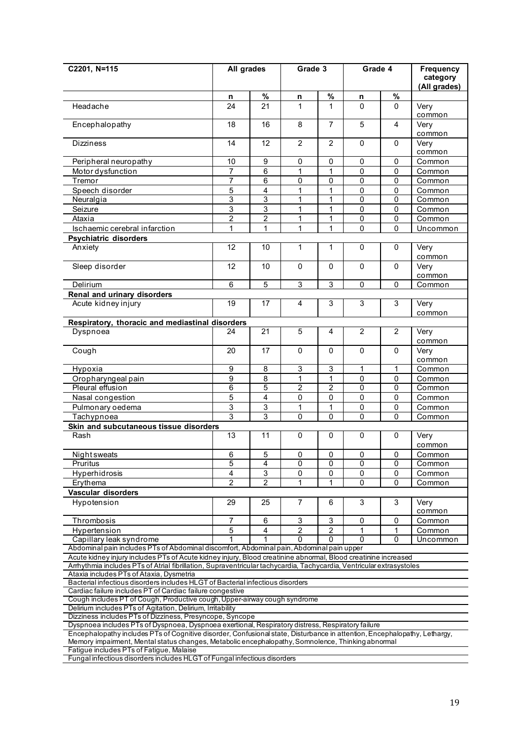| C2201, N=115 | All grades | | Grade 3 | | Grade 4 | | Frequency category (All grades) |
|---|---|---|---|---|---|---|---|
| | n | % | n | % | n | % | |
| Headache | 24 | 21 | 1 | 1 | 0 | 0 | Very common |
| Encephalopathy | 18 | 16 | 8 | 7 | 5 | 4 | Very common |
| Dizziness | 14 | 12 | 2 | 2 | 0 | 0 | Very common |
| Peripheral neuropathy | 10 | 9 | 0 | 0 | 0 | 0 | Common |
| Motor dysfunction | 7 | 6 | 1 | 1 | 0 | 0 | Common |
| Tremor | 7 | 6 | 0 | 0 | 0 | 0 | Common |
| Speech disorder | 5 | 4 | 1 | 1 | 0 | 0 | Common |
| Neuralgia | 3 | 3 | 1 | 1 | 0 | 0 | Common |
| Seizure | 3 | 3 | 1 | 1 | 0 | 0 | Common |
| Ataxia | 2 | 2 | 1 | 1 | 0 | 0 | Common |
| Ischaemic cerebral infarction | 1 | 1 | 1 | 1 | 0 | 0 | Uncommon |
| **Psychiatric disorders** | | | | | | | |
| Anxiety | 12 | 10 | 1 | 1 | 0 | 0 | Very common |
| Sleep disorder | 12 | 10 | 0 | 0 | 0 | 0 | Very common |
| Delirium | 6 | 5 | 3 | 3 | 0 | 0 | Common |
| **Renal and urinary disorders** | | | | | | | |
| Acute kidney injury | 19 | 17 | 4 | 3 | 3 | 3 | Very common |
| **Respiratory, thoracic and mediastinal disorders** | | | | | | | |
| Dyspnoea | 24 | 21 | 5 | 4 | 2 | 2 | Very common |
| Cough | 20 | 17 | 0 | 0 | 0 | 0 | Very common |
| Hypoxia | 9 | 8 | 3 | 3 | 1 | 1 | Common |
| Oropharyngeal pain | 9 | 8 | 1 | 1 | 0 | 0 | Common |
| Pleural effusion | 6 | 5 | 2 | 2 | 0 | 0 | Common |
| Nasal congestion | 5 | 4 | 0 | 0 | 0 | 0 | Common |
| Pulmonary oedema | 3 | 3 | 1 | 1 | 0 | 0 | Common |
| Tachypnoea | 3 | 3 | 0 | 0 | 0 | 0 | Common |
| **Skin and subcutaneous tissue disorders** | | | | | | | |
| Rash | 13 | 11 | 0 | 0 | 0 | 0 | Very common |
| Night sweats | 6 | 5 | 0 | 0 | 0 | 0 | Common |
| Pruritus | 5 | 4 | 0 | 0 | 0 | 0 | Common |
| Hyperhidrosis | 4 | 3 | 0 | 0 | 0 | 0 | Common |
| Erythema | 2 | 2 | 1 | 1 | 0 | 0 | Common |
| **Vascular disorders** | | | | | | | |
| Hypotension | 29 | 25 | 7 | 6 | 3 | 3 | Very common |
| Thrombosis | 7 | 6 | 3 | 3 | 0 | 0 | Common |
| Hypertension | 5 | 4 | 2 | 2 | 1 | 1 | Common |
| Capillary leak syndrome | 1 | 1 | 0 | 0 | 0 | 0 | Uncommon |

Abdominal pain includes PTs of Abdominal discomfort, Abdominal pain, Abdominal pain upper

Acute kidney injury includes PTs of Acute kidney injury, Blood creatinine abnormal, Blood creatinine increased

Arrhythmia includes PTs of Atrial fibrillation, Supraventricular tachycardia, Tachycardia, Ventricular extrasystoles

Ataxia includes PTs of Ataxia, Dysmetria

Bacterial infectious disorders includes HLGT of Bacterial infectious disorders

Cardiac failure includes PT of Cardiac failure congestive

Cough includes PT of Cough, Productive cough, Upper-airway cough syndrome

Delirium includes PTs of Agitation, Delirium, Irritability

Dizziness includes PTs of Dizziness, Presyncope, Syncope

Dyspnoea includes PTs of Dyspnoea, Dyspnoea exertional, Respiratory distress, Respiratory failure

Encephalopathy includes PTs of Cognitive disorder, Confusional state, Disturbance in attention, Encephalopathy, Lethargy, Memory impairment, Mental status changes, Metabolic encephalopathy, Somnolence, Thinking abnormal

Fatigue includes PTs of Fatigue, Malaise

Fungal infectious disorders includes HLGT of Fungal infectious disorders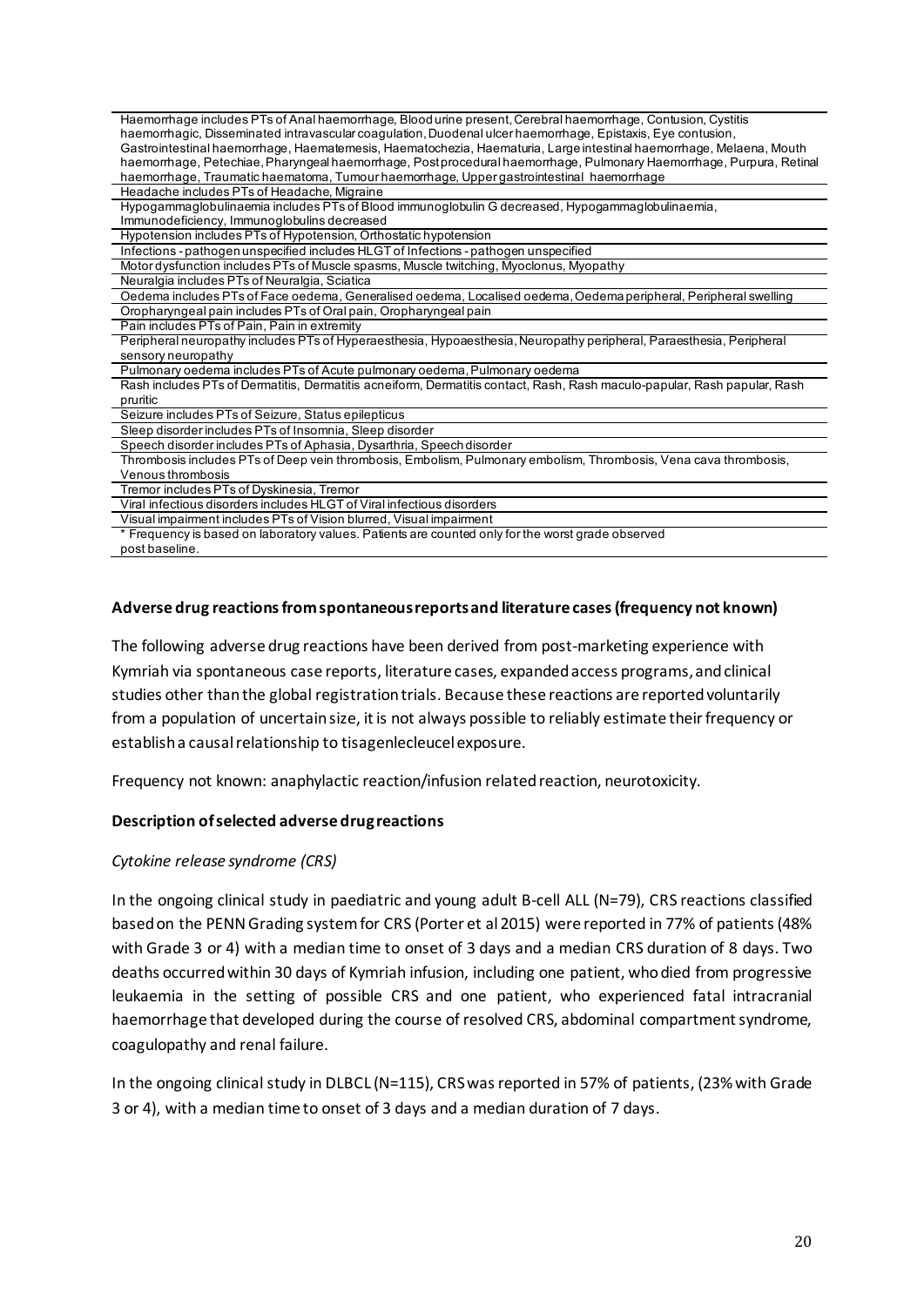| Haemorrhage includes PTs of Anal haemorrhage, Blood urine present, Cerebral haemorrhage, Contusion, Cystitis haemorrhagic, Disseminated intravascular coagulation, Duodenal ulcer haemorrhage, Epistaxis, Eye contusion, Gastrointestinal haemorrhage, Haematemesis, Haematochezia, Haematuria, Large intestinal haemorrhage, Melaena, Mouth haemorrhage, Petechiae, Pharyngeal haemorrhage, Post procedural haemorrhage, Pulmonary Haemorrhage, Purpura, Retinal haemorrhage, Traumatic haematoma, Tumour haemorrhage, Upper gastrointestinal haemorrhage |
|---|
| Headache includes PTs of Headache, Migraine |
| Hypogammaglobulinaemia includes PTs of Blood immunoglobulin G decreased, Hypogammaglobulinaemia, Immunodeficiency, Immunoglobulins decreased |
| Hypotension includes PTs of Hypotension, Orthostatic hypotension |
| Infections - pathogen unspecified includes HLGT of Infections - pathogen unspecified |
| Motor dysfunction includes PTs of Muscle spasms, Muscle twitching, Myoclonus, Myopathy |
| Neuralgia includes PTs of Neuralgia, Sciatica |
| Oedema includes PTs of Face oedema, Generalised oedema, Localised oedema, Oedema peripheral, Peripheral swelling |
| Oropharyngeal pain includes PTs of Oral pain, Oropharyngeal pain |
| Pain includes PTs of Pain, Pain in extremity |
| Peripheral neuropathy includes PTs of Hyperaesthesia, Hypoaesthesia, Neuropathy peripheral, Paraesthesia, Peripheral sensory neuropathy |
| Pulmonary oedema includes PTs of Acute pulmonary oedema, Pulmonary oedema |
| Rash includes PTs of Dermatitis, Dermatitis acneiform, Dermatitis contact, Rash, Rash maculo-papular, Rash papular, Rash pruritic |
| Seizure includes PTs of Seizure, Status epilepticus |
| Sleep disorder includes PTs of Insomnia, Sleep disorder |
| Speech disorder includes PTs of Aphasia, Dysarthria, Speech disorder |
| Thrombosis includes PTs of Deep vein thrombosis, Embolism, Pulmonary embolism, Thrombosis, Vena cava thrombosis, Venous thrombosis |
| Tremor includes PTs of Dyskinesia, Tremor |
| Viral infectious disorders includes HLGT of Viral infectious disorders |
| Visual impairment includes PTs of Vision blurred, Visual impairment |
| * Frequency is based on laboratory values. Patients are counted only for the worst grade observed post baseline. |

**Adverse drug reactions from spontaneous reports and literature cases (frequency not known)**

The following adverse drug reactions have been derived from post-marketing experience with Kymriah via spontaneous case reports, literature cases, expanded access programs, and clinical studies other than the global registration trials. Because these reactions are reported voluntarily from a population of uncertain size, it is not always possible to reliably estimate their frequency or establish a causal relationship to tisagenlecleucel exposure.

Frequency not known: anaphylactic reaction/infusion related reaction, neurotoxicity.

**Description of selected adverse drug reactions**

*Cytokine release syndrome (CRS)*

In the ongoing clinical study in paediatric and young adult B-cell ALL (N=79), CRS reactions classified based on the PENN Grading system for CRS (Porter et al 2015) were reported in 77% of patients (48% with Grade 3 or 4) with a median time to onset of 3 days and a median CRS duration of 8 days. Two deaths occurred within 30 days of Kymriah infusion, including one patient, who died from progressive leukaemia in the setting of possible CRS and one patient, who experienced fatal intracranial haemorrhage that developed during the course of resolved CRS, abdominal compartment syndrome, coagulopathy and renal failure.

In the ongoing clinical study in DLBCL (N=115), CRS was reported in 57% of patients, (23% with Grade 3 or 4), with a median time to onset of 3 days and a median duration of 7 days.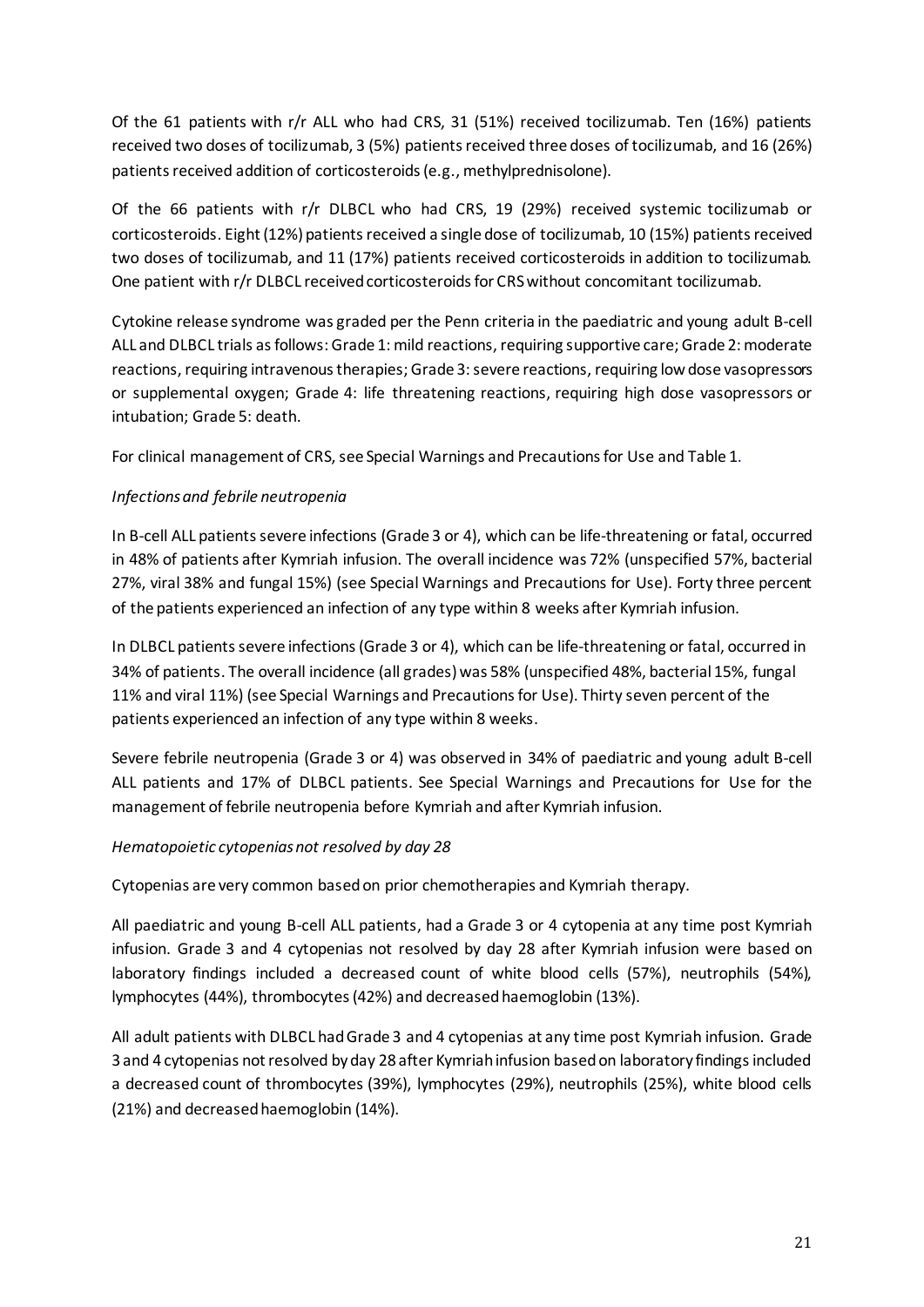Of the 61 patients with r/r ALL who had CRS, 31 (51%) received tocilizumab. Ten (16%) patients received two doses of tocilizumab, 3 (5%) patients received three doses of tocilizumab, and 16 (26%) patients received addition of corticosteroids (e.g., methylprednisolone).

Of the 66 patients with r/r DLBCL who had CRS, 19 (29%) received systemic tocilizumab or corticosteroids. Eight (12%) patients received a single dose of tocilizumab, 10 (15%) patients received two doses of tocilizumab, and 11 (17%) patients received corticosteroids in addition to tocilizumab. One patient with r/r DLBCL received corticosteroids for CRS without concomitant tocilizumab.

Cytokine release syndrome was graded per the Penn criteria in the paediatric and young adult B-cell ALL and DLBCL trials as follows: Grade 1: mild reactions, requiring supportive care; Grade 2: moderate reactions, requiring intravenous therapies; Grade 3: severe reactions, requiring low dose vasopressors or supplemental oxygen; Grade 4: life threatening reactions, requiring high dose vasopressors or intubation; Grade 5: death.

For clinical management of CRS, see Special Warnings and Precautions for Use and Table 1.

*Infections and febrile neutropenia*

In B-cell ALL patients severe infections (Grade 3 or 4), which can be life-threatening or fatal, occurred in 48% of patients after Kymriah infusion. The overall incidence was 72% (unspecified 57%, bacterial 27%, viral 38% and fungal 15%) (see Special Warnings and Precautions for Use). Forty three percent of the patients experienced an infection of any type within 8 weeks after Kymriah infusion.

In DLBCL patients severe infections (Grade 3 or 4), which can be life-threatening or fatal, occurred in 34% of patients. The overall incidence (all grades) was 58% (unspecified 48%, bacterial 15%, fungal 11% and viral 11%) (see Special Warnings and Precautions for Use). Thirty seven percent of the patients experienced an infection of any type within 8 weeks.

Severe febrile neutropenia (Grade 3 or 4) was observed in 34% of paediatric and young adult B-cell ALL patients and 17% of DLBCL patients. See Special Warnings and Precautions for Use for the management of febrile neutropenia before Kymriah and after Kymriah infusion.

*Hematopoietic cytopenias not resolved by day 28*

Cytopenias are very common based on prior chemotherapies and Kymriah therapy.

All paediatric and young B-cell ALL patients, had a Grade 3 or 4 cytopenia at any time post Kymriah infusion. Grade 3 and 4 cytopenias not resolved by day 28 after Kymriah infusion were based on laboratory findings included a decreased count of white blood cells (57%), neutrophils (54%), lymphocytes (44%), thrombocytes (42%) and decreased haemoglobin (13%).

All adult patients with DLBCL had Grade 3 and 4 cytopenias at any time post Kymriah infusion. Grade 3 and 4 cytopenias not resolved by day 28 after Kymriah infusion based on laboratory findings included a decreased count of thrombocytes (39%), lymphocytes (29%), neutrophils (25%), white blood cells (21%) and decreased haemoglobin (14%).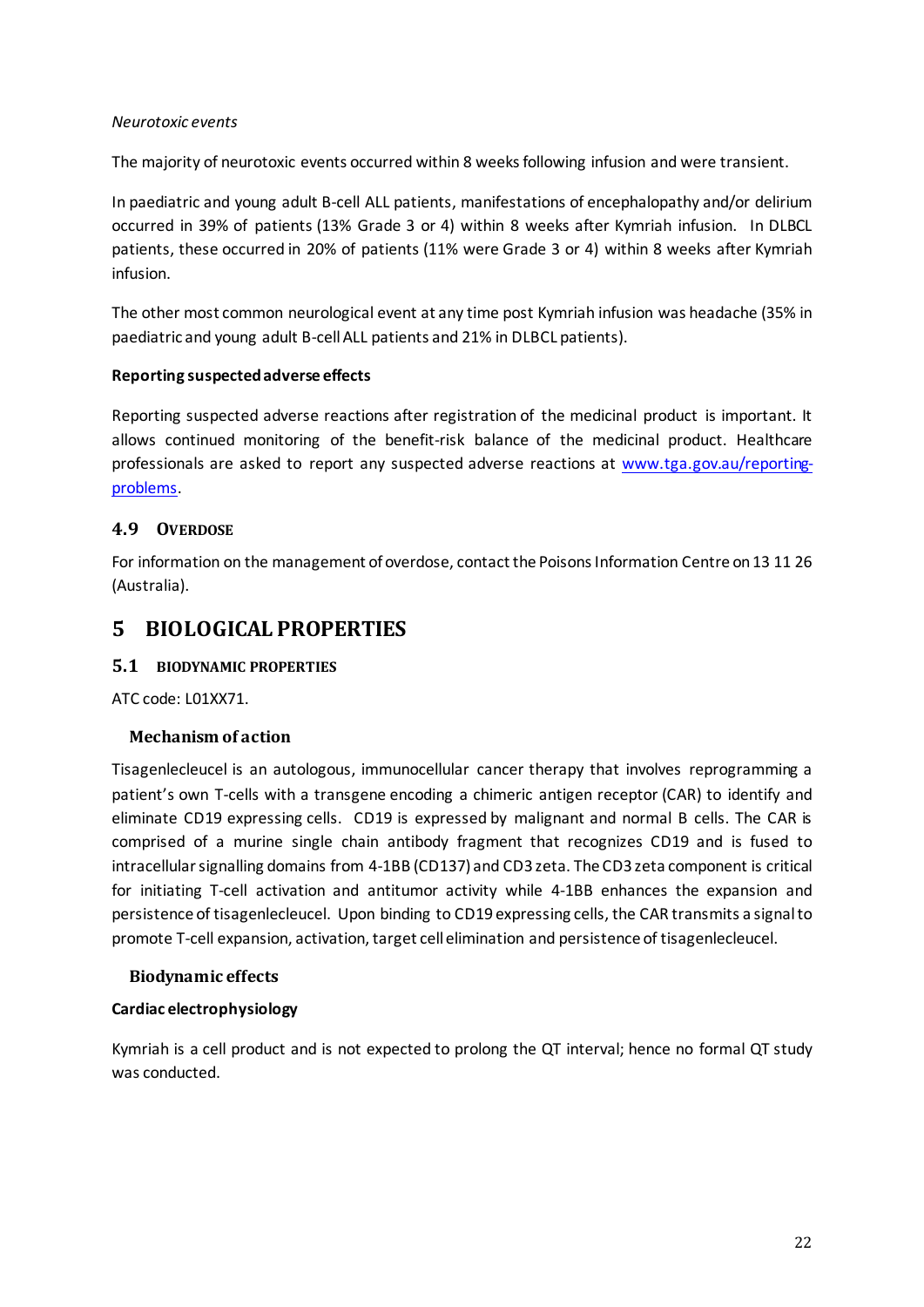*Neurotoxic events*

The majority of neurotoxic events occurred within 8 weeks following infusion and were transient.

In paediatric and young adult B-cell ALL patients, manifestations of encephalopathy and/or delirium occurred in 39% of patients (13% Grade 3 or 4) within 8 weeks after Kymriah infusion. In DLBCL patients, these occurred in 20% of patients (11% were Grade 3 or 4) within 8 weeks after Kymriah infusion.

The other most common neurological event at any time post Kymriah infusion was headache (35% in paediatric and young adult B-cell ALL patients and 21% in DLBCL patients).

**Reporting suspected adverse effects**

Reporting suspected adverse reactions after registration of the medicinal product is important. It allows continued monitoring of the benefit-risk balance of the medicinal product. Healthcare professionals are asked to report any suspected adverse reactions at www.tga.gov.au/reporting-problems.

### 4.9 OVERDOSE

For information on the management of overdose, contact the Poisons Information Centre on 13 11 26 (Australia).

## 5 BIOLOGICAL PROPERTIES

### 5.1 BIODYNAMIC PROPERTIES

ATC code: L01XX71.

#### Mechanism of action

Tisagenlecleucel is an autologous, immunocellular cancer therapy that involves reprogramming a patient's own T-cells with a transgene encoding a chimeric antigen receptor (CAR) to identify and eliminate CD19 expressing cells. CD19 is expressed by malignant and normal B cells. The CAR is comprised of a murine single chain antibody fragment that recognizes CD19 and is fused to intracellular signalling domains from 4-1BB (CD137) and CD3 zeta. The CD3 zeta component is critical for initiating T-cell activation and antitumor activity while 4-1BB enhances the expansion and persistence of tisagenlecleucel. Upon binding to CD19 expressing cells, the CAR transmits a signal to promote T-cell expansion, activation, target cell elimination and persistence of tisagenlecleucel.

#### Biodynamic effects

**Cardiac electrophysiology**

Kymriah is a cell product and is not expected to prolong the QT interval; hence no formal QT study was conducted.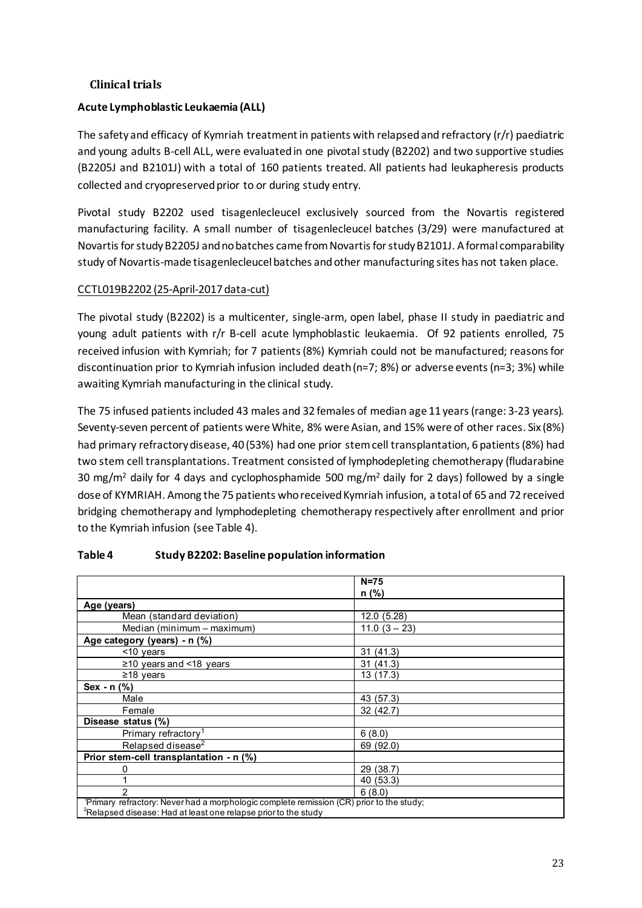## Clinical trials

### Acute Lymphoblastic Leukaemia (ALL)

The safety and efficacy of Kymriah treatment in patients with relapsed and refractory (r/r) paediatric and young adults B-cell ALL, were evaluated in one pivotal study (B2202) and two supportive studies (B2205J and B2101J) with a total of 160 patients treated. All patients had leukapheresis products collected and cryopreserved prior to or during study entry.

Pivotal study B2202 used tisagenlecleucel exclusively sourced from the Novartis registered manufacturing facility. A small number of tisagenlecleucel batches (3/29) were manufactured at Novartis for study B2205J and no batches came from Novartis for study B2101J. A formal comparability study of Novartis-made tisagenlecleucel batches and other manufacturing sites has not taken place.

CCTL019B2202 (25-April-2017 data-cut)

The pivotal study (B2202) is a multicenter, single-arm, open label, phase II study in paediatric and young adult patients with r/r B-cell acute lymphoblastic leukaemia. Of 92 patients enrolled, 75 received infusion with Kymriah; for 7 patients (8%) Kymriah could not be manufactured; reasons for discontinuation prior to Kymriah infusion included death (n=7; 8%) or adverse events (n=3; 3%) while awaiting Kymriah manufacturing in the clinical study.

The 75 infused patients included 43 males and 32 females of median age 11 years (range: 3-23 years). Seventy-seven percent of patients were White, 8% were Asian, and 15% were of other races. Six (8%) had primary refractory disease, 40 (53%) had one prior stem cell transplantation, 6 patients (8%) had two stem cell transplantations. Treatment consisted of lymphodepleting chemotherapy (fludarabine 30 mg/m$^2$ daily for 4 days and cyclophosphamide 500 mg/m$^2$ daily for 2 days) followed by a single dose of KYMRIAH. Among the 75 patients who received Kymriah infusion, a total of 65 and 72 received bridging chemotherapy and lymphodepleting chemotherapy respectively after enrollment and prior to the Kymriah infusion (see Table 4).

**Table 4 Study B2202: Baseline population information**

| | N=75<br>n (%) |
|---|---|
| **Age (years)** | |
| Mean (standard deviation) | 12.0 (5.28) |
| Median (minimum – maximum) | 11.0 (3 – 23) |
| **Age category (years) - n (%)** | |
| <10 years | 31 (41.3) |
| ≥10 years and <18 years | 31 (41.3) |
| ≥18 years | 13 (17.3) |
| **Sex - n (%)** | |
| Male | 43 (57.3) |
| Female | 32 (42.7) |
| **Disease status (%)** | |
| Primary refractory[1] | 6 (8.0) |
| Relapsed disease[2] | 69 (92.0) |
| **Prior stem-cell transplantation - n (%)** | |
| 0 | 29 (38.7) |
| 1 | 40 (53.3) |
| 2 | 6 (8.0) |

[1]Primary refractory: Never had a morphologic complete remission (CR) prior to the study;
[2]Relapsed disease: Had at least one relapse prior to the study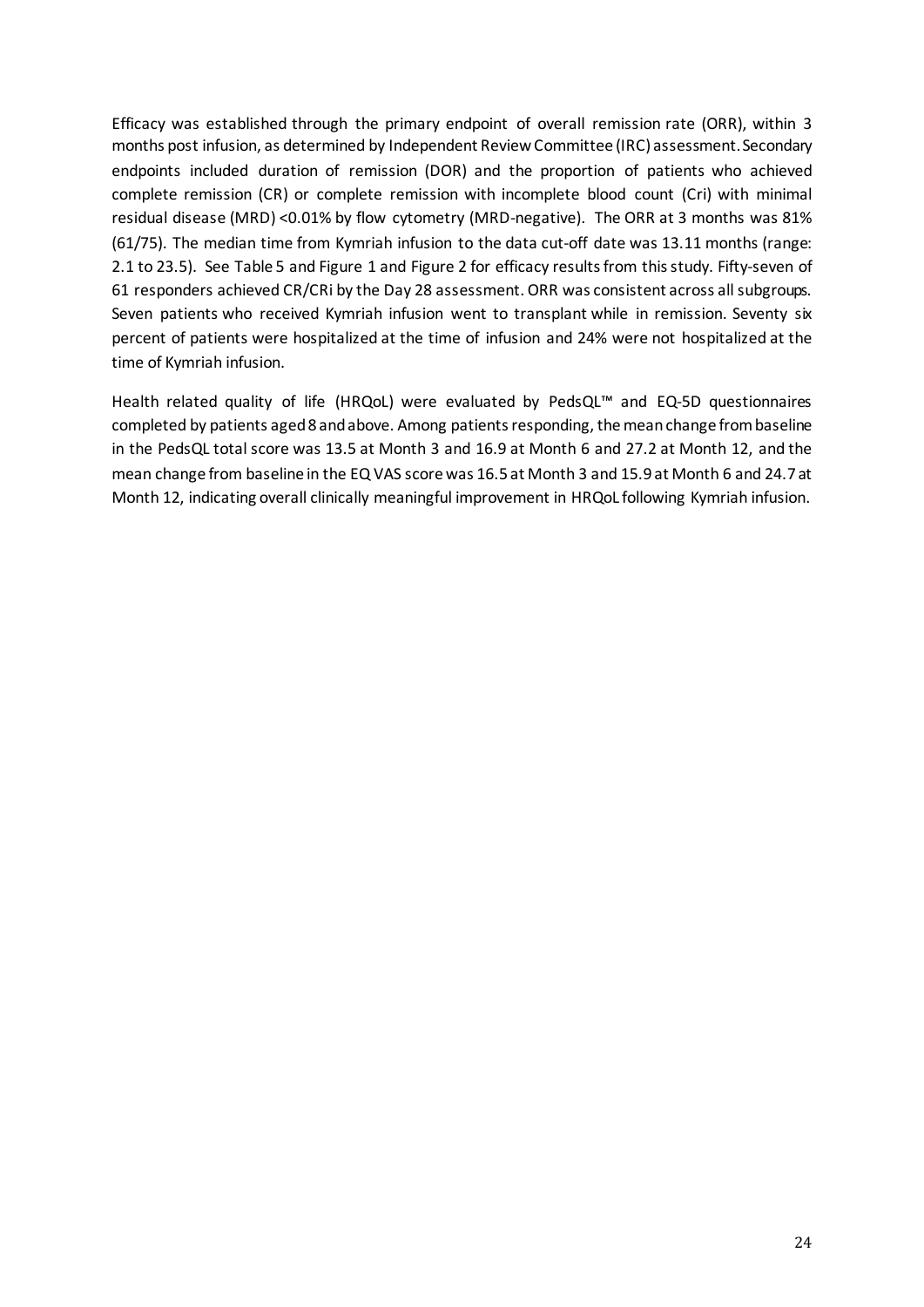Efficacy was established through the primary endpoint of overall remission rate (ORR), within 3 months post infusion, as determined by Independent Review Committee (IRC) assessment. Secondary endpoints included duration of remission (DOR) and the proportion of patients who achieved complete remission (CR) or complete remission with incomplete blood count (Cri) with minimal residual disease (MRD) <0.01% by flow cytometry (MRD-negative). The ORR at 3 months was 81% (61/75). The median time from Kymriah infusion to the data cut-off date was 13.11 months (range: 2.1 to 23.5). See Table 5 and Figure 1 and Figure 2 for efficacy results from this study. Fifty-seven of 61 responders achieved CR/CRi by the Day 28 assessment. ORR was consistent across all subgroups. Seven patients who received Kymriah infusion went to transplant while in remission. Seventy six percent of patients were hospitalized at the time of infusion and 24% were not hospitalized at the time of Kymriah infusion.

Health related quality of life (HRQoL) were evaluated by PedsQL™ and EQ-5D questionnaires completed by patients aged 8 and above. Among patients responding, the mean change from baseline in the PedsQL total score was 13.5 at Month 3 and 16.9 at Month 6 and 27.2 at Month 12, and the mean change from baseline in the EQ VAS score was 16.5 at Month 3 and 15.9 at Month 6 and 24.7 at Month 12, indicating overall clinically meaningful improvement in HRQoL following Kymriah infusion.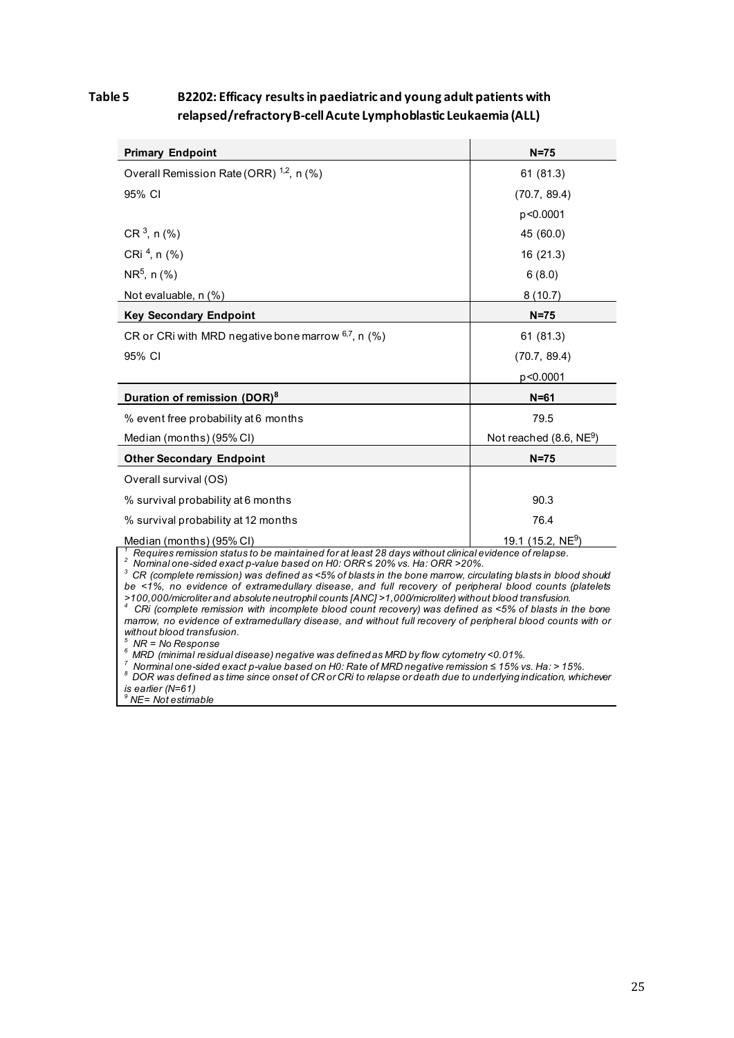**Table 5 B2202: Efficacy results in paediatric and young adult patients with relapsed/refractory B-cell Acute Lymphoblastic Leukaemia (ALL)**

| **Primary Endpoint** | **N=75** |
|---|---|
| Overall Remission Rate (ORR) [1,2], n (%) | 61 (81.3) |
| 95% CI | (70.7, 89.4) |
| | p<0.0001 |
| CR [3], n (%) | 45 (60.0) |
| CRi [4], n (%) | 16 (21.3) |
| NR[5], n (%) | 6 (8.0) |
| Not evaluable, n (%) | 8 (10.7) |
| **Key Secondary Endpoint** | **N=75** |
| CR or CRi with MRD negative bone marrow [6,7], n (%) | 61 (81.3) |
| 95% CI | (70.7, 89.4) |
| | p<0.0001 |
| **Duration of remission (DOR)[8]** | **N=61** |
| % event free probability at 6 months | 79.5 |
| Median (months) (95% CI) | Not reached (8.6, NE[9]) |
| **Other Secondary Endpoint** | **N=75** |
| Overall survival (OS) | |
| % survival probability at 6 months | 90.3 |
| % survival probability at 12 months | 76.4 |
| Median (months) (95% CI) | 19.1 (15.2, NE[9]) |

*[1] Requires remission status to be maintained for at least 28 days without clinical evidence of relapse.*
*[2] Nominal one-sided exact p-value based on H0: ORR ≤ 20% vs. Ha: ORR >20%.*
*[3] CR (complete remission) was defined as <5% of blasts in the bone marrow, circulating blasts in blood should be <1%, no evidence of extramedullary disease, and full recovery of peripheral blood counts (platelets >100,000/microliter and absolute neutrophil counts [ANC] >1,000/microliter) without blood transfusion.*
*[4] CRi (complete remission with incomplete blood count recovery) was defined as <5% of blasts in the bone marrow, no evidence of extramedullary disease, and without full recovery of peripheral blood counts with or without blood transfusion.*
*[5] NR = No Response*
*[6] MRD (minimal residual disease) negative was defined as MRD by flow cytometry <0.01%.*
*[7] Norminal one-sided exact p-value based on H0: Rate of MRD negative remission ≤ 15% vs. Ha: > 15%.*
*[8] DOR was defined as time since onset of CR or CRi to relapse or death due to underlying indication, whichever is earlier (N=61)*
*[9] NE= Not estimable*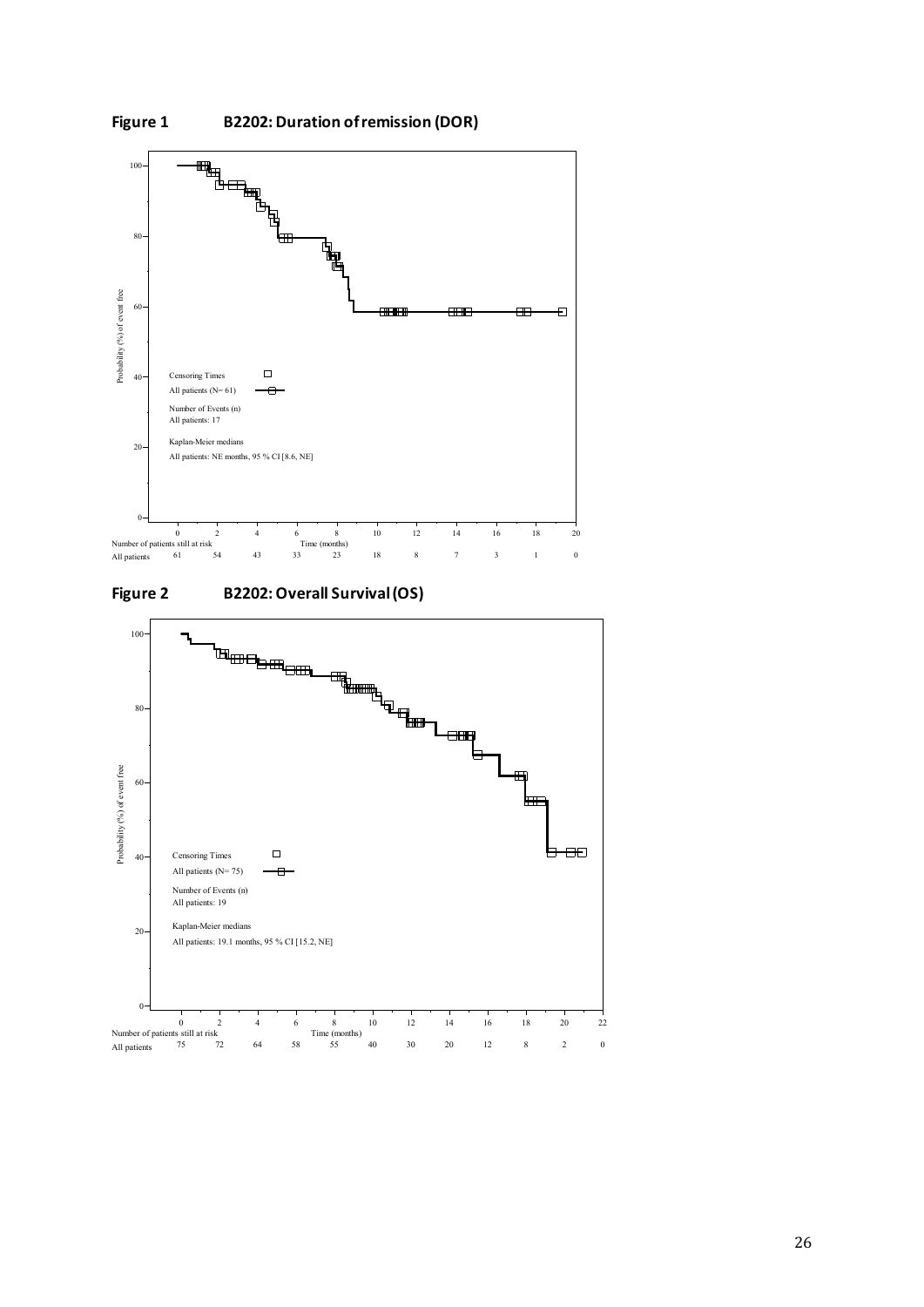**Figure 1 B2202: Duration of remission (DOR)**

Censoring Times

All patients (N= 61)

Number of Events (n)
All patients: 17

Kaplan-Meier medians
All patients: NE months, 95 % CI [8.6, NE]

| Number of patients still at risk | 0 | 2 | 4 | 6 | 8 | 10 | 12 | 14 | 16 | 18 | 20 |
|---|---|---|---|---|---|---|---|---|---|---|---|
| All patients | 61 | 54 | 43 | 33 | 23 | 18 | 8 | 7 | 3 | 1 | 0 |

**Figure 2 B2202: Overall Survival (OS)**

Censoring Times

All patients (N= 75)

Number of Events (n)
All patients: 19

Kaplan-Meier medians
All patients: 19.1 months, 95 % CI [15.2, NE]

| Number of patients still at risk | 0 | 2 | 4 | 6 | 8 | 10 | 12 | 14 | 16 | 18 | 20 | 22 |
|---|---|---|---|---|---|---|---|---|---|---|---|---|
| All patients | 75 | 72 | 64 | 58 | 55 | 40 | 30 | 20 | 12 | 8 | 2 | 0 |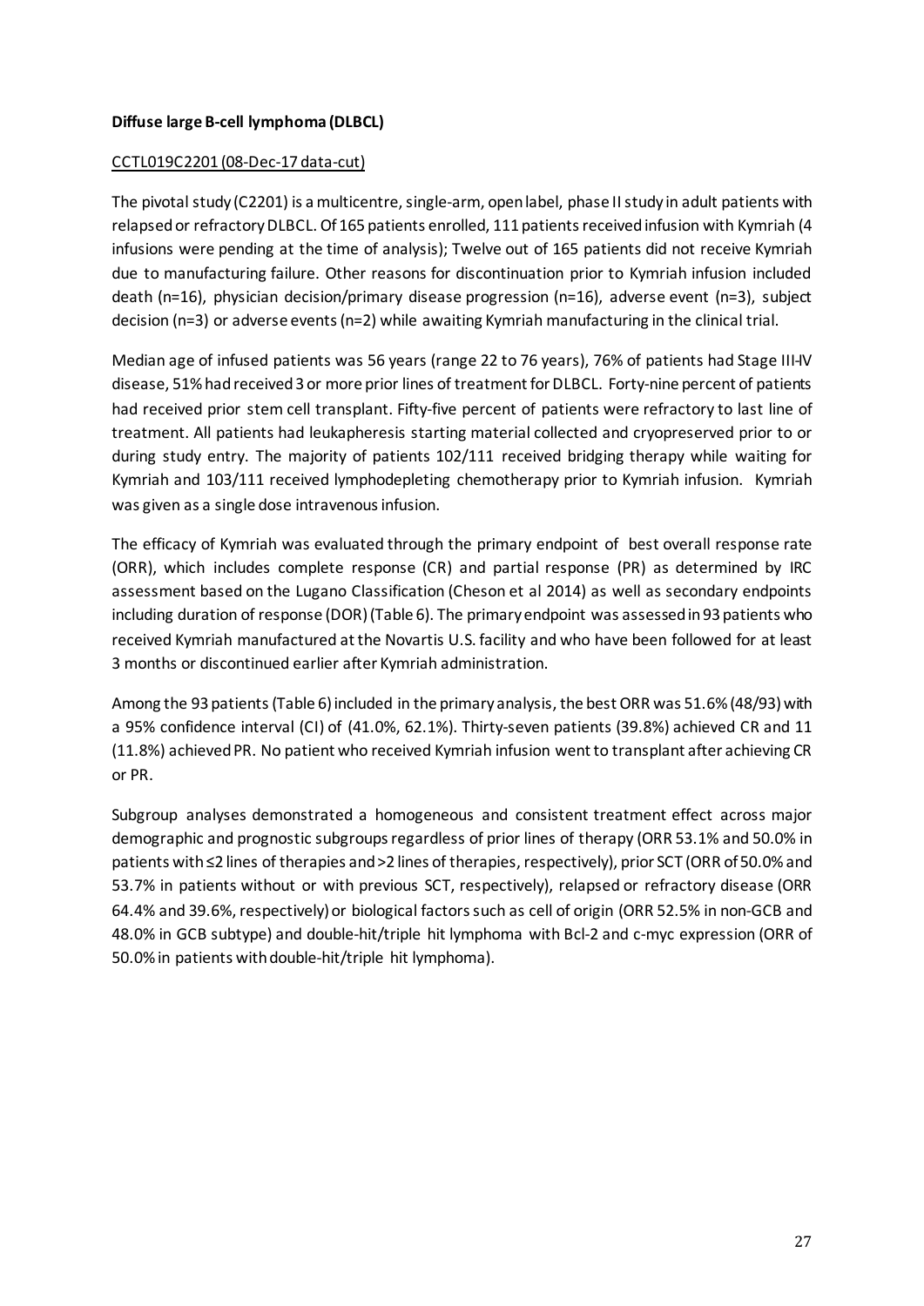**Diffuse large B-cell lymphoma (DLBCL)**

CCTL019C2201 (08-Dec-17 data-cut)

The pivotal study (C2201) is a multicentre, single-arm, open label, phase II study in adult patients with relapsed or refractory DLBCL. Of 165 patients enrolled, 111 patients received infusion with Kymriah (4 infusions were pending at the time of analysis); Twelve out of 165 patients did not receive Kymriah due to manufacturing failure. Other reasons for discontinuation prior to Kymriah infusion included death (n=16), physician decision/primary disease progression (n=16), adverse event (n=3), subject decision (n=3) or adverse events (n=2) while awaiting Kymriah manufacturing in the clinical trial.

Median age of infused patients was 56 years (range 22 to 76 years), 76% of patients had Stage III-IV disease, 51% had received 3 or more prior lines of treatment for DLBCL. Forty-nine percent of patients had received prior stem cell transplant. Fifty-five percent of patients were refractory to last line of treatment. All patients had leukapheresis starting material collected and cryopreserved prior to or during study entry. The majority of patients 102/111 received bridging therapy while waiting for Kymriah and 103/111 received lymphodepleting chemotherapy prior to Kymriah infusion. Kymriah was given as a single dose intravenous infusion.

The efficacy of Kymriah was evaluated through the primary endpoint of best overall response rate (ORR), which includes complete response (CR) and partial response (PR) as determined by IRC assessment based on the Lugano Classification (Cheson et al 2014) as well as secondary endpoints including duration of response (DOR) (Table 6). The primary endpoint was assessed in 93 patients who received Kymriah manufactured at the Novartis U.S. facility and who have been followed for at least 3 months or discontinued earlier after Kymriah administration.

Among the 93 patients (Table 6) included in the primary analysis, the best ORR was 51.6% (48/93) with a 95% confidence interval (CI) of (41.0%, 62.1%). Thirty-seven patients (39.8%) achieved CR and 11 (11.8%) achieved PR. No patient who received Kymriah infusion went to transplant after achieving CR or PR.

Subgroup analyses demonstrated a homogeneous and consistent treatment effect across major demographic and prognostic subgroups regardless of prior lines of therapy (ORR 53.1% and 50.0% in patients with ≤2 lines of therapies and >2 lines of therapies, respectively), prior SCT (ORR of 50.0% and 53.7% in patients without or with previous SCT, respectively), relapsed or refractory disease (ORR 64.4% and 39.6%, respectively) or biological factors such as cell of origin (ORR 52.5% in non-GCB and 48.0% in GCB subtype) and double-hit/triple hit lymphoma with Bcl-2 and c-myc expression (ORR of 50.0% in patients with double-hit/triple hit lymphoma).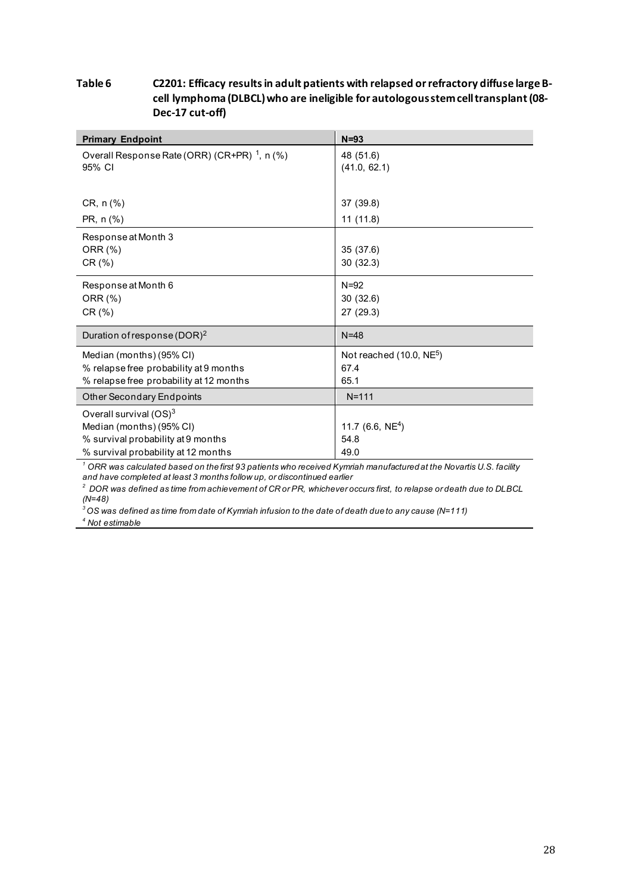**Table 6 C2201: Efficacy results in adult patients with relapsed or refractory diffuse large B-cell lymphoma (DLBCL) who are ineligible for autologous stem cell transplant (08-Dec-17 cut-off)**

| Primary Endpoint | N=93 |
|---|---|
| Overall Response Rate (ORR) (CR+PR) [1], n (%)<br>95% CI | 48 (51.6)<br>(41.0, 62.1) |
| CR, n (%) | 37 (39.8) |
| PR, n (%) | 11 (11.8) |
| Response at Month 3<br>ORR (%)<br>CR (%) | <br>35 (37.6)<br>30 (32.3) |
| Response at Month 6<br>ORR (%)<br>CR (%) | N=92<br>30 (32.6)<br>27 (29.3) |
| Duration of response (DOR)[2] | N=48 |
| Median (months) (95% CI)<br>% relapse free probability at 9 months<br>% relapse free probability at 12 months | Not reached (10.0, NE[5])<br>67.4<br>65.1 |
| Other Secondary Endpoints | N=111 |
| Overall survival (OS)[3]<br>Median (months) (95% CI)<br>% survival probability at 9 months<br>% survival probability at 12 months | <br>11.7 (6.6, NE[4])<br>54.8<br>49.0 |

*[1] ORR was calculated based on the first 93 patients who received Kymriah manufactured at the Novartis U.S. facility and have completed at least 3 months follow up, or discontinued earlier*

*[2] DOR was defined as time from achievement of CR or PR, whichever occurs first, to relapse or death due to DLBCL (N=48)*

*[3] OS was defined as time from date of Kymriah infusion to the date of death due to any cause (N=111)*

*[4] Not estimable*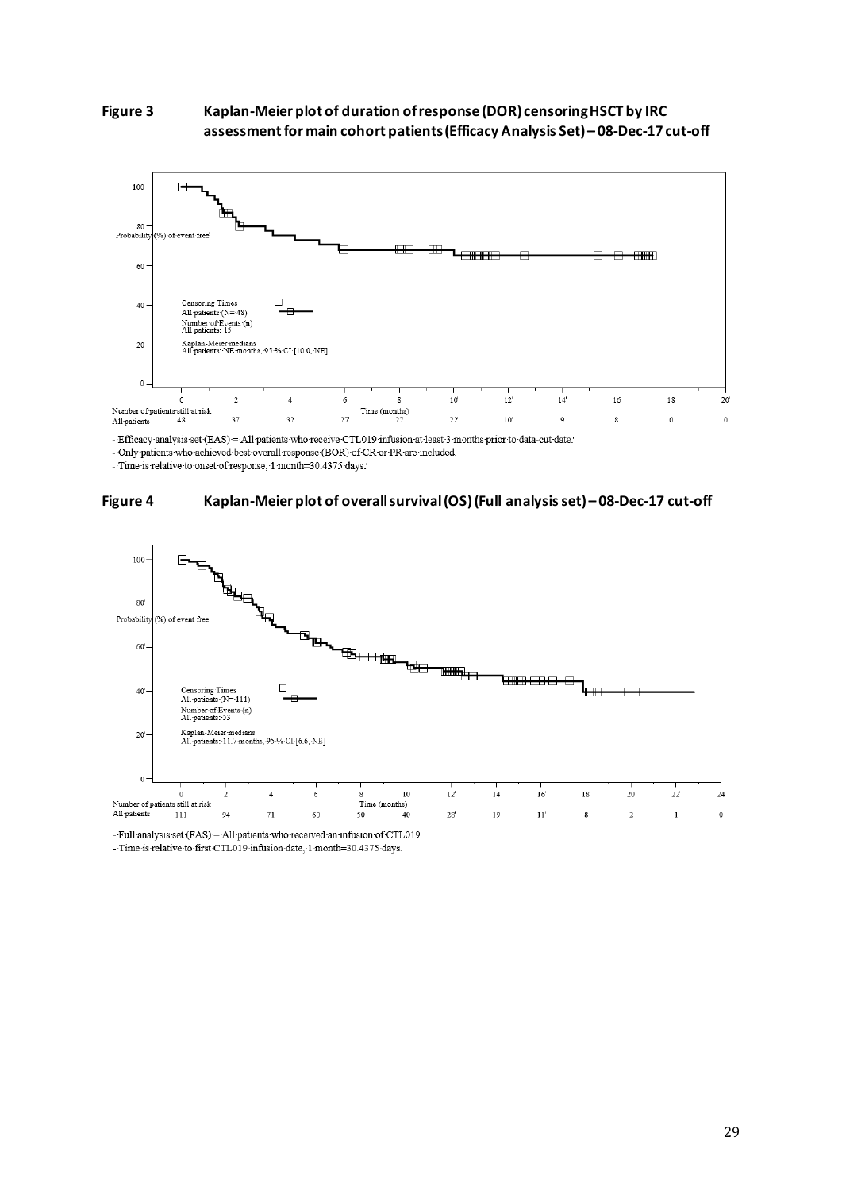**Figure 3 Kaplan-Meier plot of duration of response (DOR) censoring HSCT by IRC assessment for main cohort patients (Efficacy Analysis Set) – 08-Dec-17 cut-off**

Censoring Times
All patients (N=48)
Number of Events (n)
All patients: 15
Kaplan-Meier medians
All patients: NE months, 95 % CI [10.0, NE]

| Number of patients still at risk | 0 | 2 | 4 | 6 | 8 | 10 | 12 | 14 | 16 | 18 | 20 |
|---|---|---|---|---|---|---|---|---|---|---|---|
| All patients | 48 | 37 | 32 | 27 | 27 | 22 | 10 | 9 | 8 | 0 | 0 |

- Efficacy analysis set (EAS) = All patients who receive CTL019 infusion at least 3 months prior to data cut date.
- Only patients who achieved best overall response (BOR) of CR or PR are included.
- Time is relative to onset of response, 1 month=30.4375 days.

**Figure 4 Kaplan-Meier plot of overall survival (OS) (Full analysis set) – 08-Dec-17 cut-off**

Censoring Times
All patients (N=111)
Number of Events (n)
All patients: 53
Kaplan-Meier medians
All patients: 11.7 months, 95 % CI [6.6, NE]

| Number of patients still at risk | 0 | 2 | 4 | 6 | 8 | 10 | 12 | 14 | 16 | 18 | 20 | 22 | 24 |
|---|---|---|---|---|---|---|---|---|---|---|---|---|---|
| All patients | 111 | 94 | 71 | 60 | 50 | 40 | 28 | 19 | 11 | 8 | 2 | 1 | 0 |

- Full analysis set (FAS) = All patients who received an infusion of CTL019
- Time is relative to first CTL019 infusion date, 1 month=30.4375 days.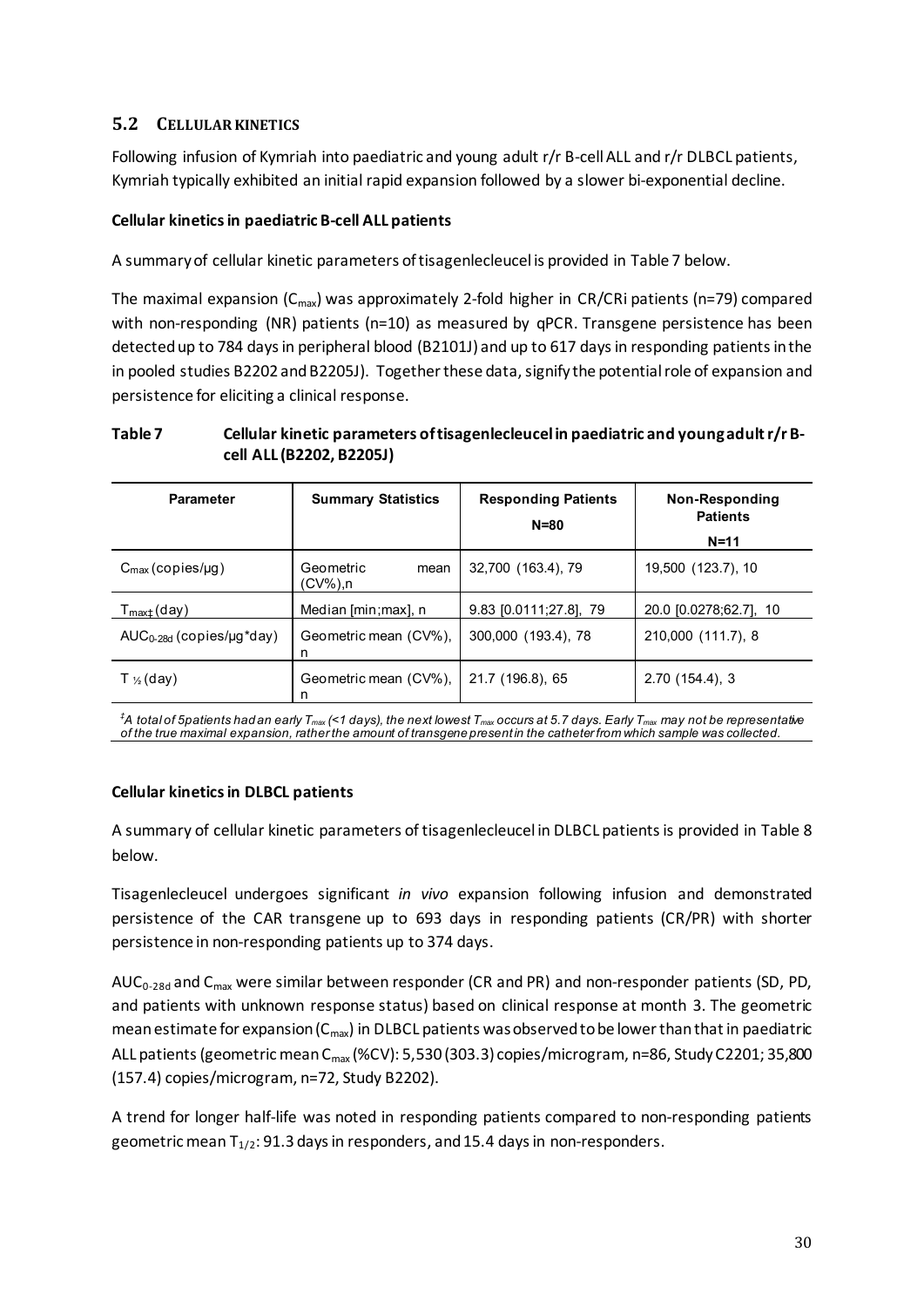## 5.2 CELLULAR KINETICS

Following infusion of Kymriah into paediatric and young adult r/r B-cell ALL and r/r DLBCL patients, Kymriah typically exhibited an initial rapid expansion followed by a slower bi-exponential decline.

**Cellular kinetics in paediatric B-cell ALL patients**

A summary of cellular kinetic parameters of tisagenlecleucel is provided in Table 7 below.

The maximal expansion ($C_{max}$) was approximately 2-fold higher in CR/CRi patients (n=79) compared with non-responding (NR) patients (n=10) as measured by qPCR. Transgene persistence has been detected up to 784 days in peripheral blood (B2101J) and up to 617 days in responding patients in the in pooled studies B2202 and B2205J). Together these data, signify the potential role of expansion and persistence for eliciting a clinical response.

**Table 7 Cellular kinetic parameters of tisagenlecleucel in paediatric and young adult r/r B-cell ALL (B2202, B2205J)**

| Parameter | Summary Statistics | Responding Patients N=80 | Non-Responding Patients N=11 |
|---|---|---|---|
| $C_{max}$ (copies/µg) | Geometric mean (CV%),n | 32,700 (163.4), 79 | 19,500 (123.7), 10 |
| $T_{max‡}$ (day) | Median [min;max], n | 9.83 [0.0111;27.8], 79 | 20.0 [0.0278;62.7], 10 |
| $AUC_{0-28d}$ (copies/µg*day) | Geometric mean (CV%), n | 300,000 (193.4), 78 | 210,000 (111.7), 8 |
| $T_{½}$ (day) | Geometric mean (CV%), n | 21.7 (196.8), 65 | 2.70 (154.4), 3 |

*‡A total of 5patients had an early $T_{max}$ (<1 days), the next lowest $T_{max}$ occurs at 5.7 days. Early $T_{max}$ may not be representative of the true maximal expansion, rather the amount of transgene present in the catheter from which sample was collected.*

**Cellular kinetics in DLBCL patients**

A summary of cellular kinetic parameters of tisagenlecleucel in DLBCL patients is provided in Table 8 below.

Tisagenlecleucel undergoes significant *in vivo* expansion following infusion and demonstrated persistence of the CAR transgene up to 693 days in responding patients (CR/PR) with shorter persistence in non-responding patients up to 374 days.

$AUC_{0-28d}$ and $C_{max}$ were similar between responder (CR and PR) and non-responder patients (SD, PD, and patients with unknown response status) based on clinical response at month 3. The geometric mean estimate for expansion ($C_{max}$) in DLBCL patients was observed to be lower than that in paediatric ALL patients (geometric mean $C_{max}$ (%CV): 5,530 (303.3) copies/microgram, n=86, Study C2201; 35,800 (157.4) copies/microgram, n=72, Study B2202).

A trend for longer half-life was noted in responding patients compared to non-responding patients geometric mean $T_{1/2}$: 91.3 days in responders, and 15.4 days in non-responders.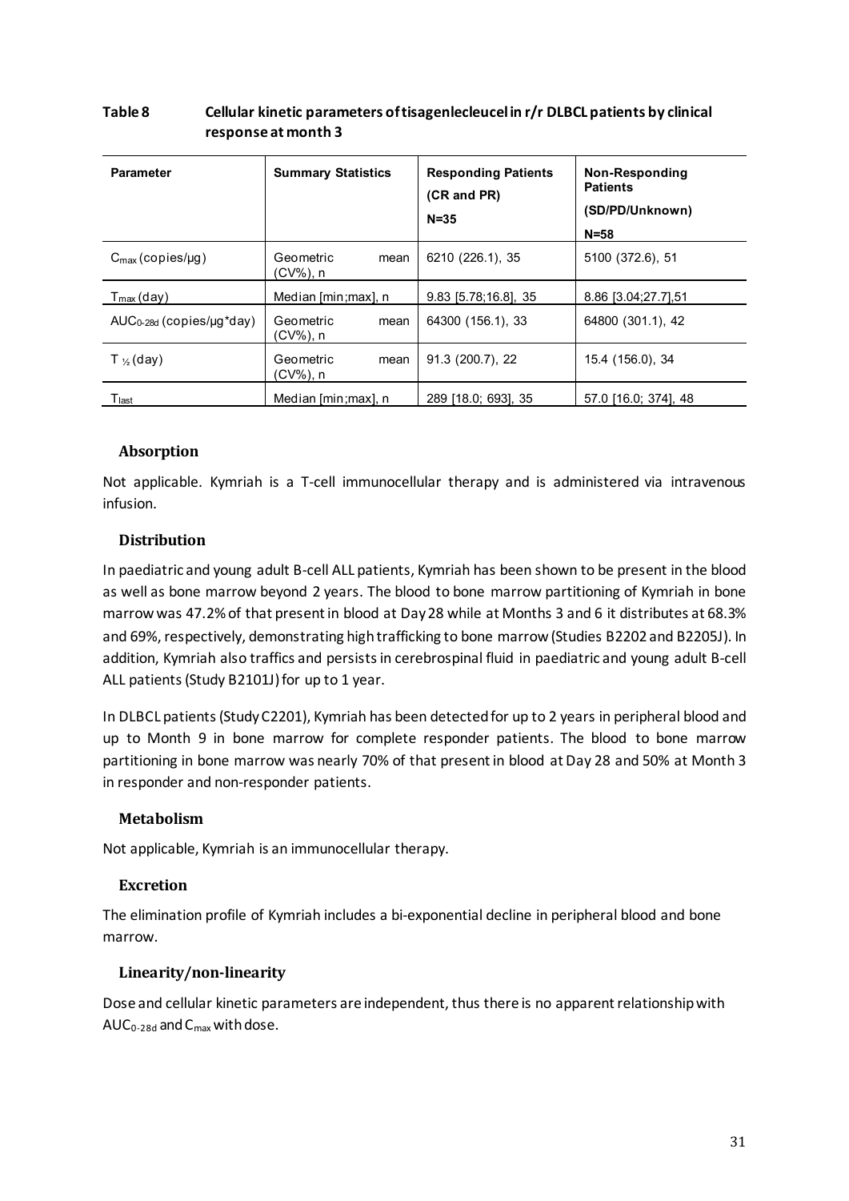**Table 8 Cellular kinetic parameters of tisagenlecleucel in r/r DLBCL patients by clinical response at month 3**

| Parameter | Summary Statistics | Responding Patients (CR and PR) N=35 | Non-Responding Patients (SD/PD/Unknown) N=58 |
|---|---|---|---|
| $C_{max}$ (copies/µg) | Geometric mean (CV%), n | 6210 (226.1), 35 | 5100 (372.6), 51 |
| $T_{max}$ (day) | Median [min;max], n | 9.83 [5.78;16.8], 35 | 8.86 [3.04;27.7],51 |
| $AUC_{0\text{-}28d}$ (copies/µg*day) | Geometric mean (CV%), n | 64300 (156.1), 33 | 64800 (301.1), 42 |
| $T_{½}$ (day) | Geometric mean (CV%), n | 91.3 (200.7), 22 | 15.4 (156.0), 34 |
| $T_{last}$ | Median [min;max], n | 289 [18.0; 693], 35 | 57.0 [16.0; 374], 48 |

### Absorption

Not applicable. Kymriah is a T-cell immunocellular therapy and is administered via intravenous infusion.

### Distribution

In paediatric and young adult B-cell ALL patients, Kymriah has been shown to be present in the blood as well as bone marrow beyond 2 years. The blood to bone marrow partitioning of Kymriah in bone marrow was 47.2% of that present in blood at Day 28 while at Months 3 and 6 it distributes at 68.3% and 69%, respectively, demonstrating high trafficking to bone marrow (Studies B2202 and B2205J). In addition, Kymriah also traffics and persists in cerebrospinal fluid in paediatric and young adult B-cell ALL patients (Study B2101J) for up to 1 year.

In DLBCL patients (Study C2201), Kymriah has been detected for up to 2 years in peripheral blood and up to Month 9 in bone marrow for complete responder patients. The blood to bone marrow partitioning in bone marrow was nearly 70% of that present in blood at Day 28 and 50% at Month 3 in responder and non-responder patients.

### Metabolism

Not applicable, Kymriah is an immunocellular therapy.

### Excretion

The elimination profile of Kymriah includes a bi-exponential decline in peripheral blood and bone marrow.

### Linearity/non-linearity

Dose and cellular kinetic parameters are independent, thus there is no apparent relationship with $AUC_{0\text{-}28d}$ and $C_{max}$ with dose.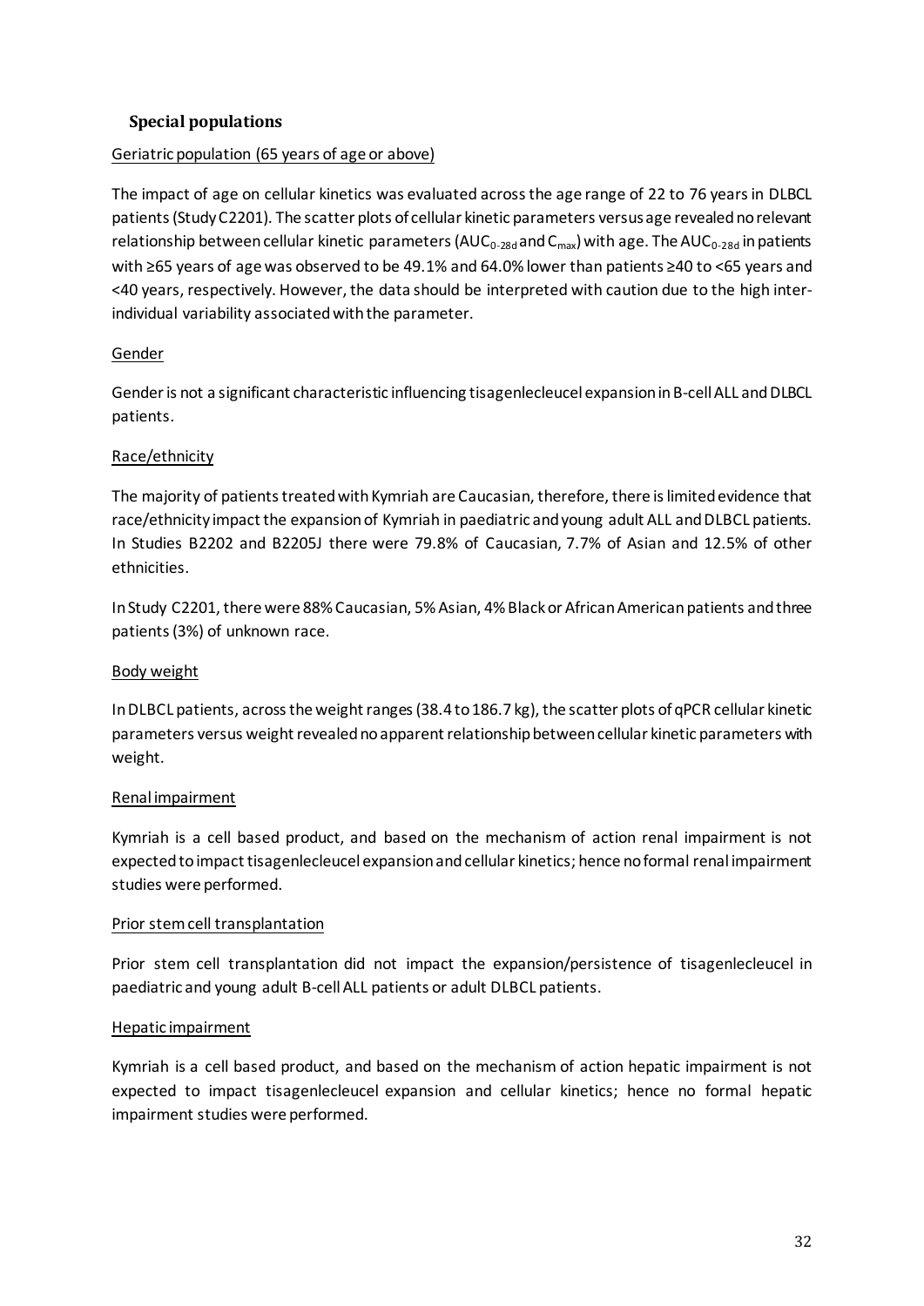### Special populations

Geriatric population (65 years of age or above)

The impact of age on cellular kinetics was evaluated across the age range of 22 to 76 years in DLBCL patients (Study C2201). The scatter plots of cellular kinetic parameters versus age revealed no relevant relationship between cellular kinetic parameters ($AUC_{0\text{-}28d}$ and $C_{max}$) with age. The $AUC_{0\text{-}28d}$ in patients with ≥65 years of age was observed to be 49.1% and 64.0% lower than patients ≥40 to <65 years and <40 years, respectively. However, the data should be interpreted with caution due to the high inter-individual variability associated with the parameter.

Gender

Gender is not a significant characteristic influencing tisagenlecleucel expansion in B-cell ALL and DLBCL patients.

Race/ethnicity

The majority of patients treated with Kymriah are Caucasian, therefore, there is limited evidence that race/ethnicity impact the expansion of Kymriah in paediatric and young adult ALL and DLBCL patients. In Studies B2202 and B2205J there were 79.8% of Caucasian, 7.7% of Asian and 12.5% of other ethnicities.

In Study C2201, there were 88% Caucasian, 5% Asian, 4% Black or African American patients and three patients (3%) of unknown race.

Body weight

In DLBCL patients, across the weight ranges (38.4 to 186.7 kg), the scatter plots of qPCR cellular kinetic parameters versus weight revealed no apparent relationship between cellular kinetic parameters with weight.

Renal impairment

Kymriah is a cell based product, and based on the mechanism of action renal impairment is not expected to impact tisagenlecleucel expansion and cellular kinetics; hence no formal renal impairment studies were performed.

Prior stem cell transplantation

Prior stem cell transplantation did not impact the expansion/persistence of tisagenlecleucel in paediatric and young adult B-cell ALL patients or adult DLBCL patients.

Hepatic impairment

Kymriah is a cell based product, and based on the mechanism of action hepatic impairment is not expected to impact tisagenlecleucel expansion and cellular kinetics; hence no formal hepatic impairment studies were performed.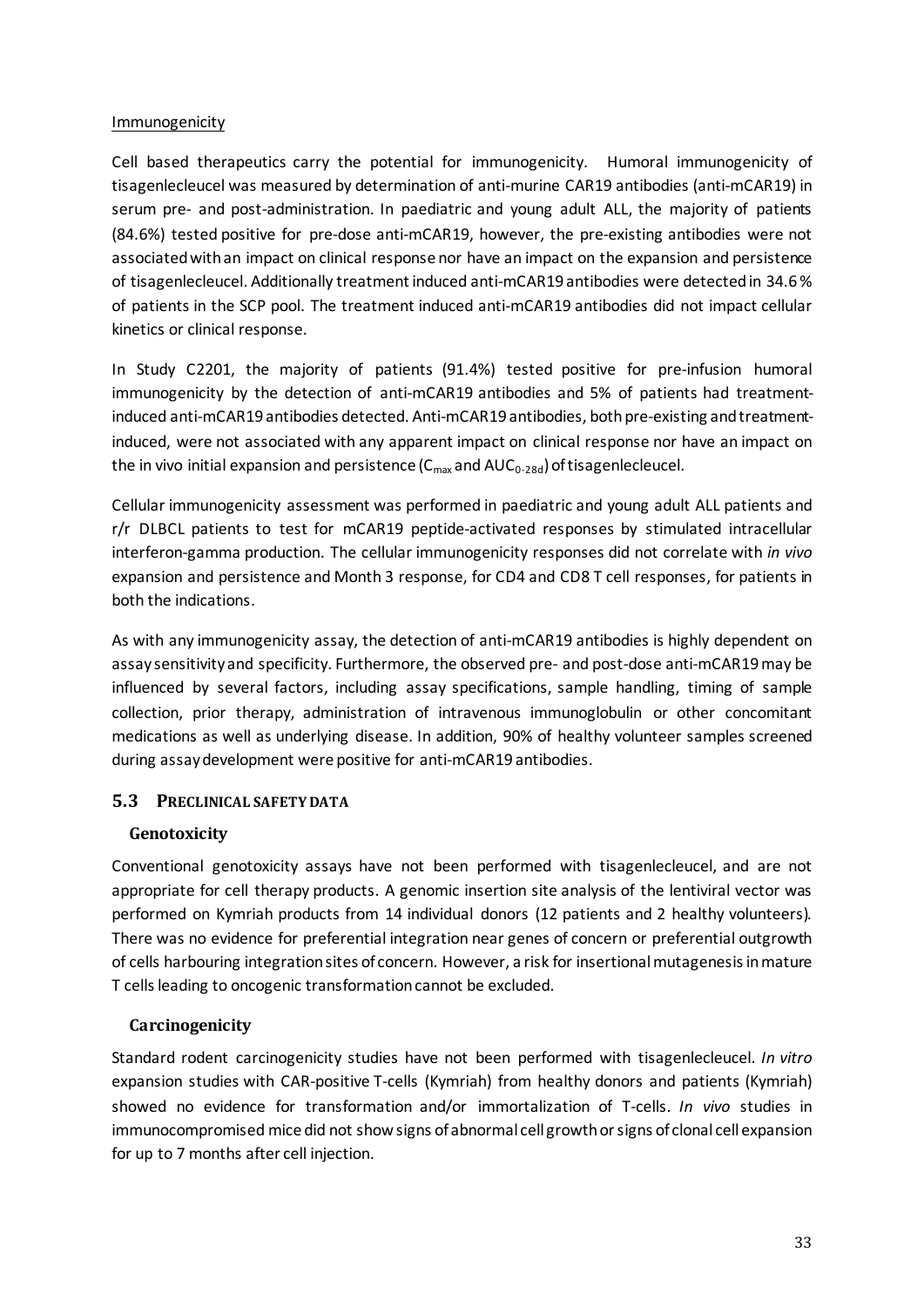Immunogenicity

Cell based therapeutics carry the potential for immunogenicity. Humoral immunogenicity of tisagenlecleucel was measured by determination of anti-murine CAR19 antibodies (anti-mCAR19) in serum pre- and post-administration. In paediatric and young adult ALL, the majority of patients (84.6%) tested positive for pre-dose anti-mCAR19, however, the pre-existing antibodies were not associated with an impact on clinical response nor have an impact on the expansion and persistence of tisagenlecleucel. Additionally treatment induced anti-mCAR19 antibodies were detected in 34.6 % of patients in the SCP pool. The treatment induced anti-mCAR19 antibodies did not impact cellular kinetics or clinical response.

In Study C2201, the majority of patients (91.4%) tested positive for pre-infusion humoral immunogenicity by the detection of anti-mCAR19 antibodies and 5% of patients had treatment-induced anti-mCAR19 antibodies detected. Anti-mCAR19 antibodies, both pre-existing and treatment-induced, were not associated with any apparent impact on clinical response nor have an impact on the in vivo initial expansion and persistence ($C_{max}$ and $AUC_{0-28d}$) of tisagenlecleucel.

Cellular immunogenicity assessment was performed in paediatric and young adult ALL patients and r/r DLBCL patients to test for mCAR19 peptide-activated responses by stimulated intracellular interferon-gamma production. The cellular immunogenicity responses did not correlate with *in vivo* expansion and persistence and Month 3 response, for CD4 and CD8 T cell responses, for patients in both the indications.

As with any immunogenicity assay, the detection of anti-mCAR19 antibodies is highly dependent on assay sensitivity and specificity. Furthermore, the observed pre- and post-dose anti-mCAR19 may be influenced by several factors, including assay specifications, sample handling, timing of sample collection, prior therapy, administration of intravenous immunoglobulin or other concomitant medications as well as underlying disease. In addition, 90% of healthy volunteer samples screened during assay development were positive for anti-mCAR19 antibodies.

## 5.3 PRECLINICAL SAFETY DATA

### Genotoxicity

Conventional genotoxicity assays have not been performed with tisagenlecleucel, and are not appropriate for cell therapy products. A genomic insertion site analysis of the lentiviral vector was performed on Kymriah products from 14 individual donors (12 patients and 2 healthy volunteers). There was no evidence for preferential integration near genes of concern or preferential outgrowth of cells harbouring integration sites of concern. However, a risk for insertional mutagenesis in mature T cells leading to oncogenic transformation cannot be excluded.

### Carcinogenicity

Standard rodent carcinogenicity studies have not been performed with tisagenlecleucel. *In vitro* expansion studies with CAR-positive T-cells (Kymriah) from healthy donors and patients (Kymriah) showed no evidence for transformation and/or immortalization of T-cells. *In vivo* studies in immunocompromised mice did not show signs of abnormal cell growth or signs of clonal cell expansion for up to 7 months after cell injection.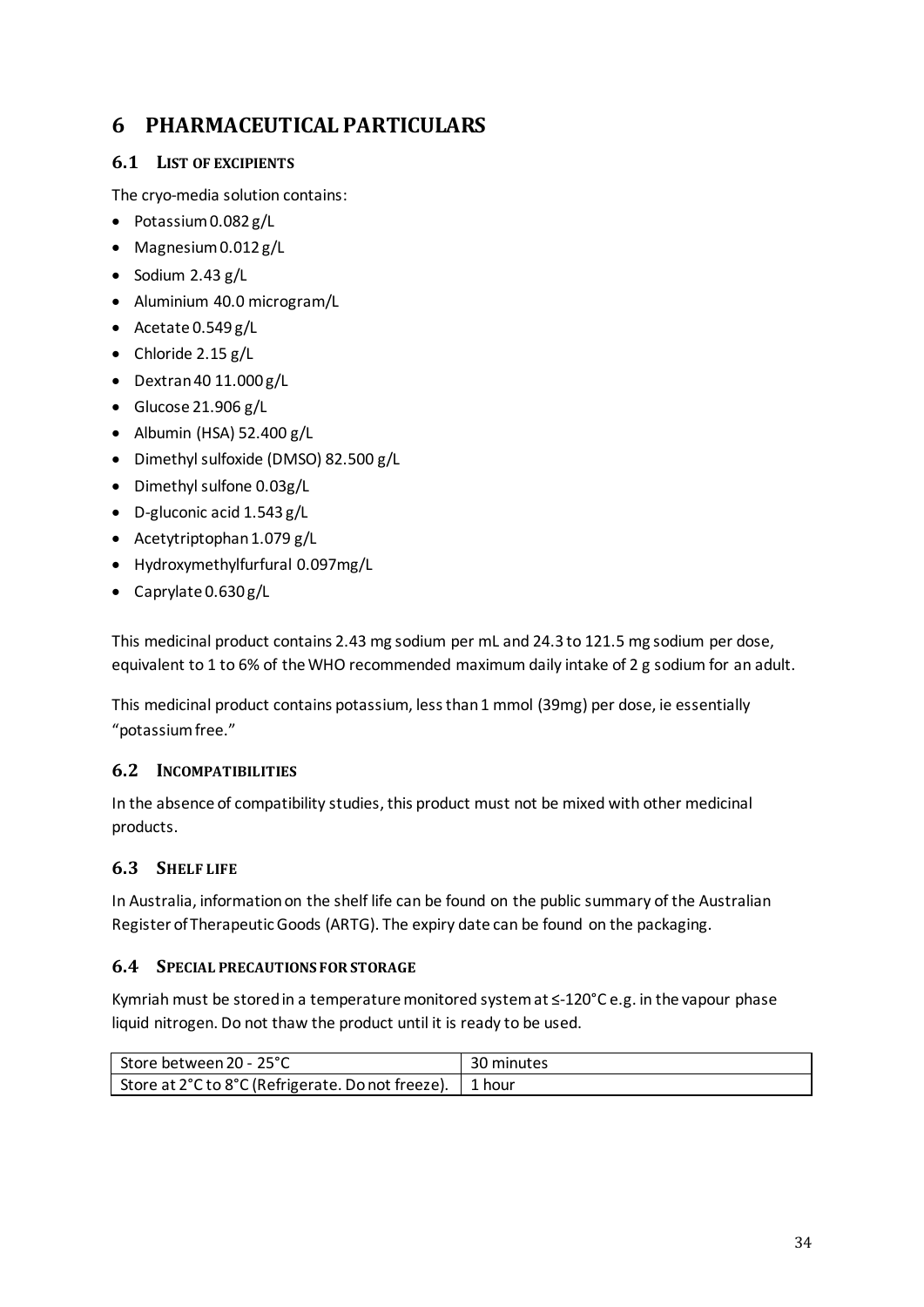# 6 PHARMACEUTICAL PARTICULARS

## 6.1 LIST OF EXCIPIENTS

The cryo-media solution contains:

- Potassium 0.082 g/L
- Magnesium 0.012 g/L
- Sodium 2.43 g/L
- Aluminium 40.0 microgram/L
- Acetate 0.549 g/L
- Chloride 2.15 g/L
- Dextran 40 11.000 g/L
- Glucose 21.906 g/L
- Albumin (HSA) 52.400 g/L
- Dimethyl sulfoxide (DMSO) 82.500 g/L
- Dimethyl sulfone 0.03g/L
- D-gluconic acid 1.543 g/L
- Acetytriptophan 1.079 g/L
- Hydroxymethylfurfural 0.097mg/L
- Caprylate 0.630 g/L

This medicinal product contains 2.43 mg sodium per mL and 24.3 to 121.5 mg sodium per dose, equivalent to 1 to 6% of the WHO recommended maximum daily intake of 2 g sodium for an adult.

This medicinal product contains potassium, less than 1 mmol (39mg) per dose, ie essentially "potassium free."

## 6.2 INCOMPATIBILITIES

In the absence of compatibility studies, this product must not be mixed with other medicinal products.

## 6.3 SHELF LIFE

In Australia, information on the shelf life can be found on the public summary of the Australian Register of Therapeutic Goods (ARTG). The expiry date can be found on the packaging.

## 6.4 SPECIAL PRECAUTIONS FOR STORAGE

Kymriah must be stored in a temperature monitored system at ≤-120°C e.g. in the vapour phase liquid nitrogen. Do not thaw the product until it is ready to be used.

| Store between 20 - 25°C | 30 minutes |
|---|---|
| Store at 2°C to 8°C (Refrigerate. Do not freeze). | 1 hour |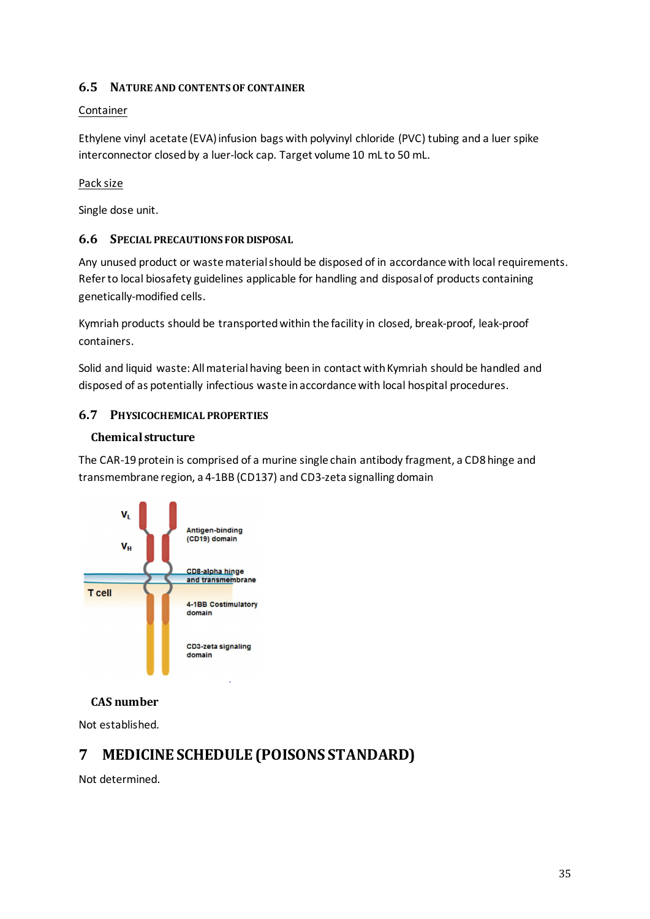### 6.5 Nature and contents of container

Container

Ethylene vinyl acetate (EVA) infusion bags with polyvinyl chloride (PVC) tubing and a luer spike interconnector closed by a luer-lock cap. Target volume 10 mL to 50 mL.

Pack size

Single dose unit.

### 6.6 Special precautions for disposal

Any unused product or waste material should be disposed of in accordance with local requirements. Refer to local biosafety guidelines applicable for handling and disposal of products containing genetically-modified cells.

Kymriah products should be transported within the facility in closed, break-proof, leak-proof containers.

Solid and liquid waste: All material having been in contact with Kymriah should be handled and disposed of as potentially infectious waste in accordance with local hospital procedures.

### 6.7 Physicochemical properties

**Chemical structure**

The CAR-19 protein is comprised of a murine single chain antibody fragment, a CD8 hinge and transmembrane region, a 4-1BB (CD137) and CD3-zeta signalling domain

**CAS number**

Not established.

## 7 MEDICINE SCHEDULE (POISONS STANDARD)

Not determined.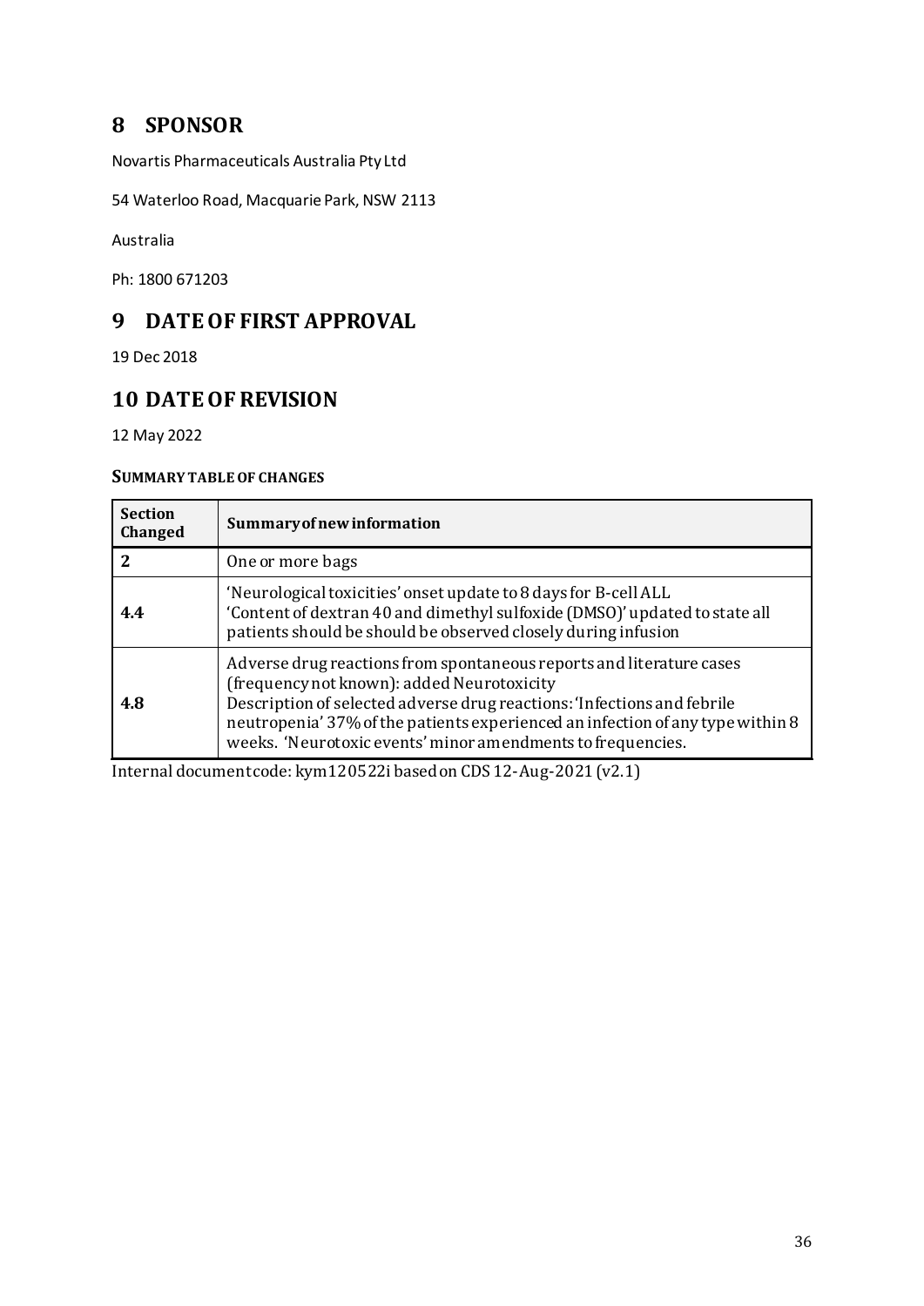# 8 SPONSOR

Novartis Pharmaceuticals Australia Pty Ltd

54 Waterloo Road, Macquarie Park, NSW 2113

Australia

Ph: 1800 671203

# 9 DATE OF FIRST APPROVAL

19 Dec 2018

# 10 DATE OF REVISION

12 May 2022

**SUMMARY TABLE OF CHANGES**

| Section Changed | Summary of new information |
|---|---|
| **2** | One or more bags |
| **4.4** | 'Neurological toxicities' onset update to 8 days for B-cell ALL<br>'Content of dextran 40 and dimethyl sulfoxide (DMSO)' updated to state all patients should be should be observed closely during infusion |
| **4.8** | Adverse drug reactions from spontaneous reports and literature cases (frequency not known): added Neurotoxicity<br>Description of selected adverse drug reactions: 'Infections and febrile neutropenia' 37% of the patients experienced an infection of any type within 8 weeks. 'Neurotoxic events' minor amendments to frequencies. |

Internal document code: kym120522i based on CDS 12-Aug-2021 (v2.1)